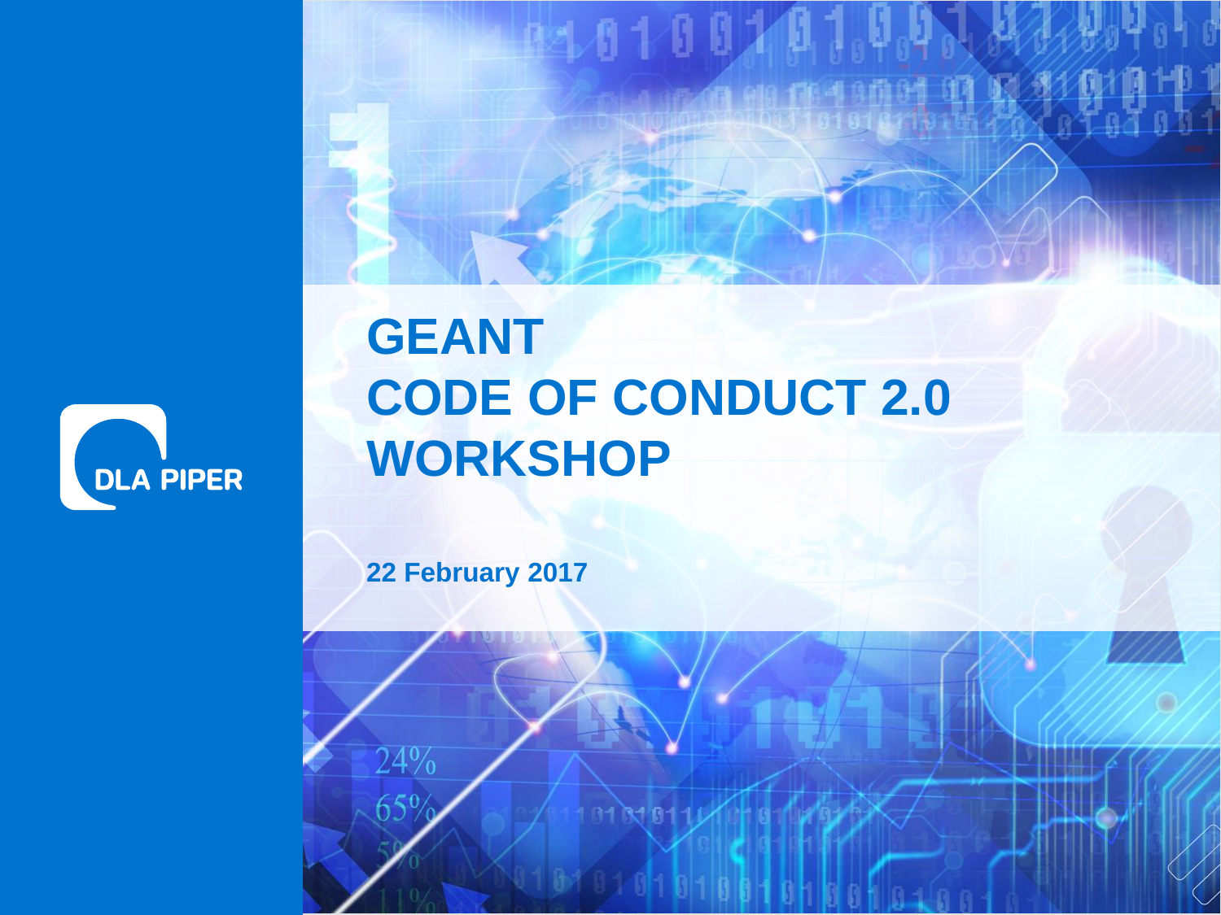DLA PIPER

# GEANT
# CODE OF CONDUCT 2.0
# WORKSHOP

**22 February 2017**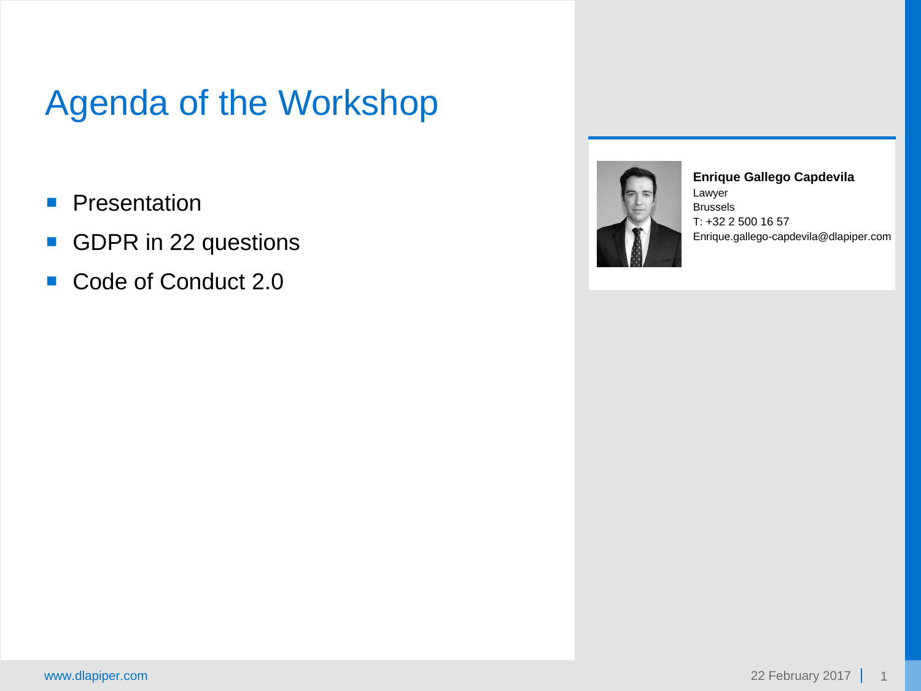# Agenda of the Workshop

- Presentation
- GDPR in 22 questions
- Code of Conduct 2.0

**Enrique Gallego Capdevila**
Lawyer
Brussels
T: +32 2 500 16 57
Enrique.gallego-capdevila@dlapiper.com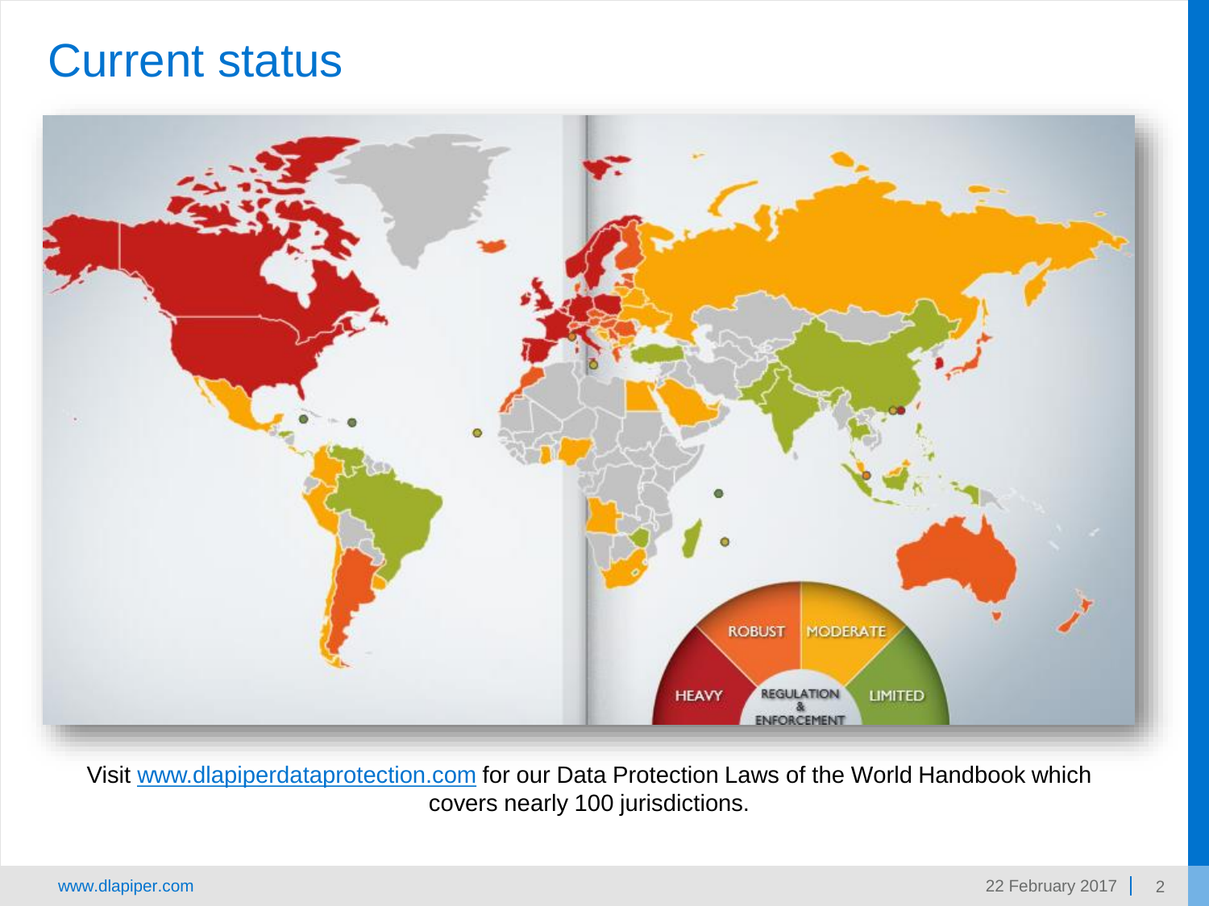# Current status

Visit [www.dlapiperdataprotection.com](http://www.dlapiperdataprotection.com) for our Data Protection Laws of the World Handbook which covers nearly 100 jurisdictions.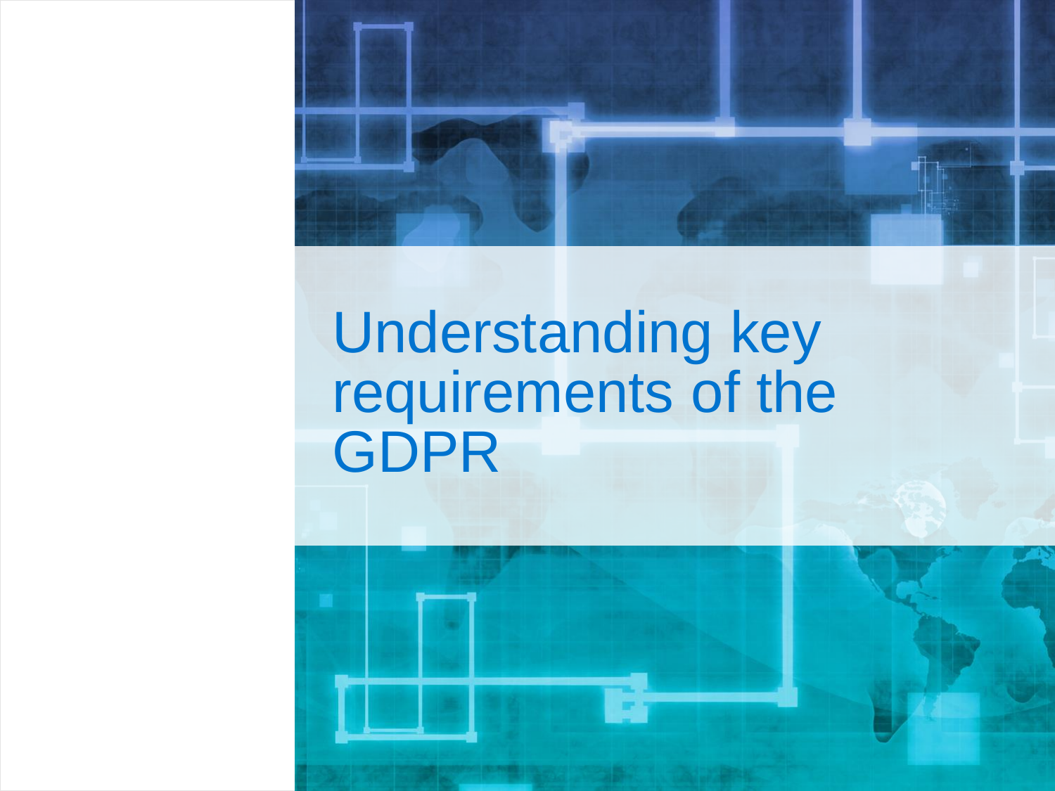# Understanding key requirements of the GDPR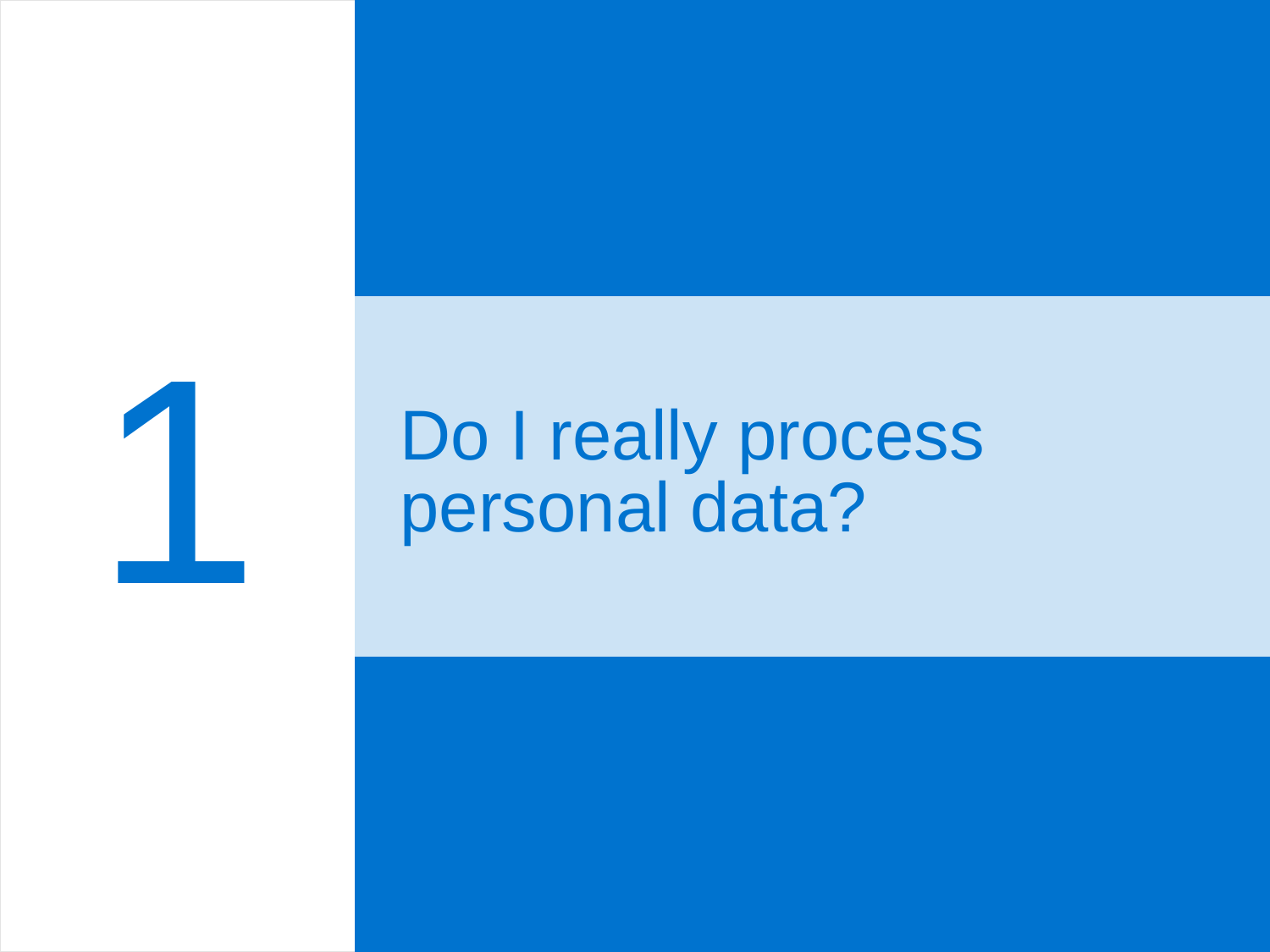# 1 Do I really process personal data?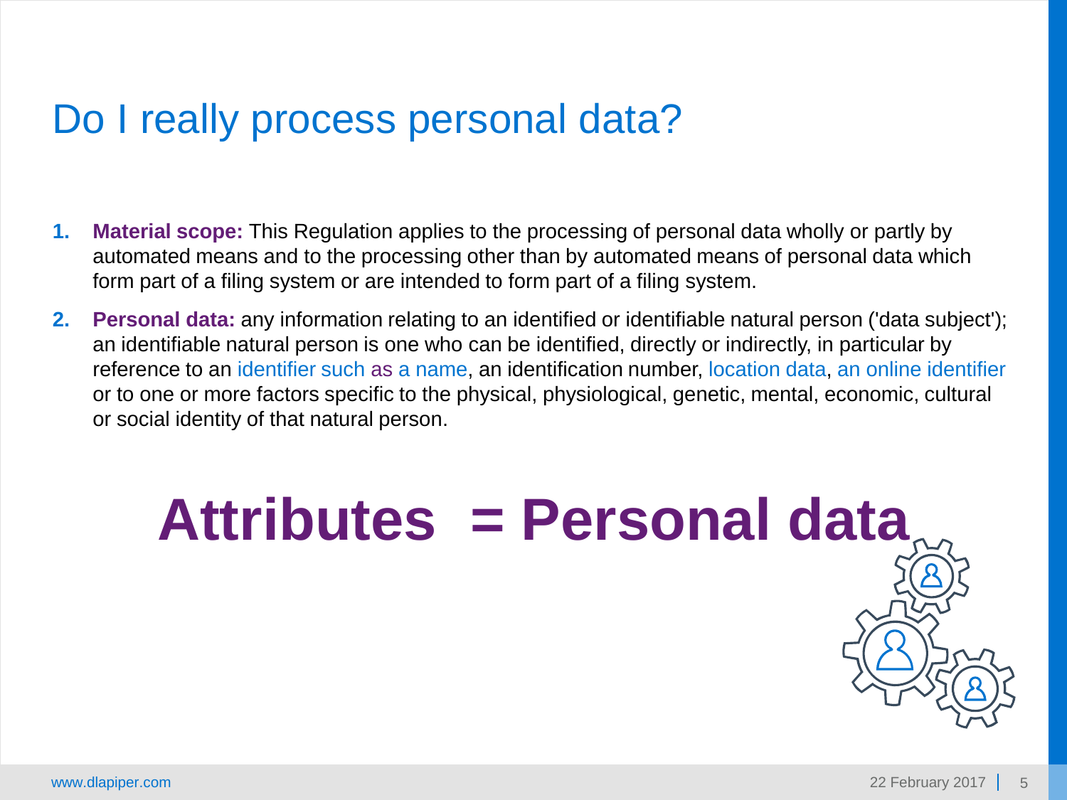# Do I really process personal data?

1. **Material scope:** This Regulation applies to the processing of personal data wholly or partly by automated means and to the processing other than by automated means of personal data which form part of a filing system or are intended to form part of a filing system.
2. **Personal data:** any information relating to an identified or identifiable natural person ('data subject'); an identifiable natural person is one who can be identified, directly or indirectly, in particular by reference to an identifier such as a name, an identification number, location data, an online identifier or to one or more factors specific to the physical, physiological, genetic, mental, economic, cultural or social identity of that natural person.

**Attributes = Personal data**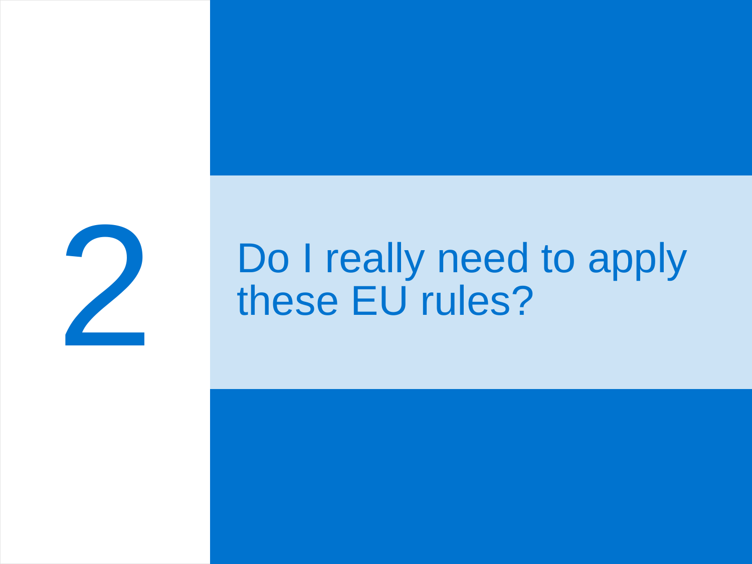# 2

## Do I really need to apply these EU rules?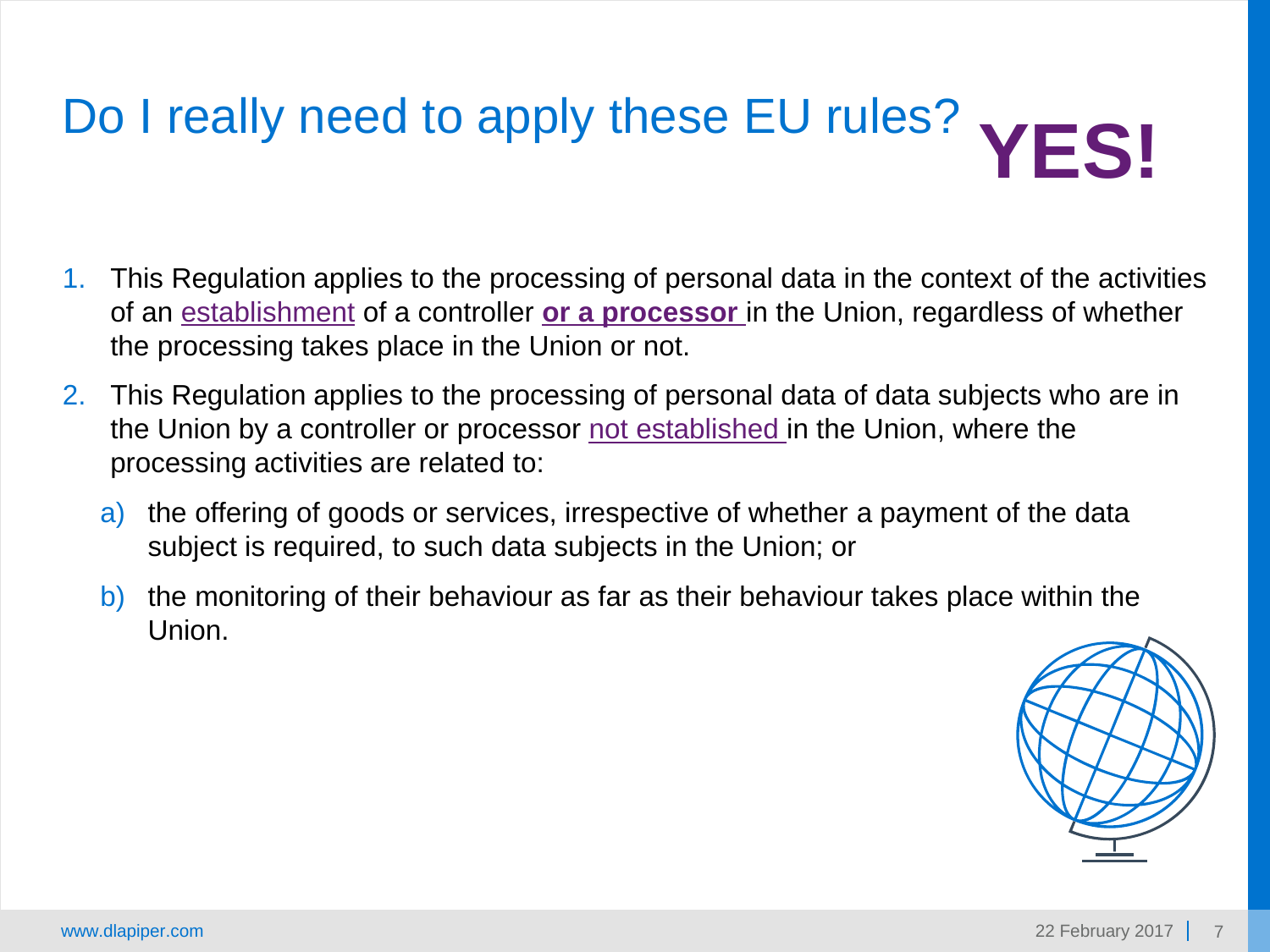# Do I really need to apply these EU rules? **YES!**

1. This Regulation applies to the processing of personal data in the context of the activities of an establishment of a controller **or a processor** in the Union, regardless of whether the processing takes place in the Union or not.
2. This Regulation applies to the processing of personal data of data subjects who are in the Union by a controller or processor not established in the Union, where the processing activities are related to:
   a) the offering of goods or services, irrespective of whether a payment of the data subject is required, to such data subjects in the Union; or
   b) the monitoring of their behaviour as far as their behaviour takes place within the Union.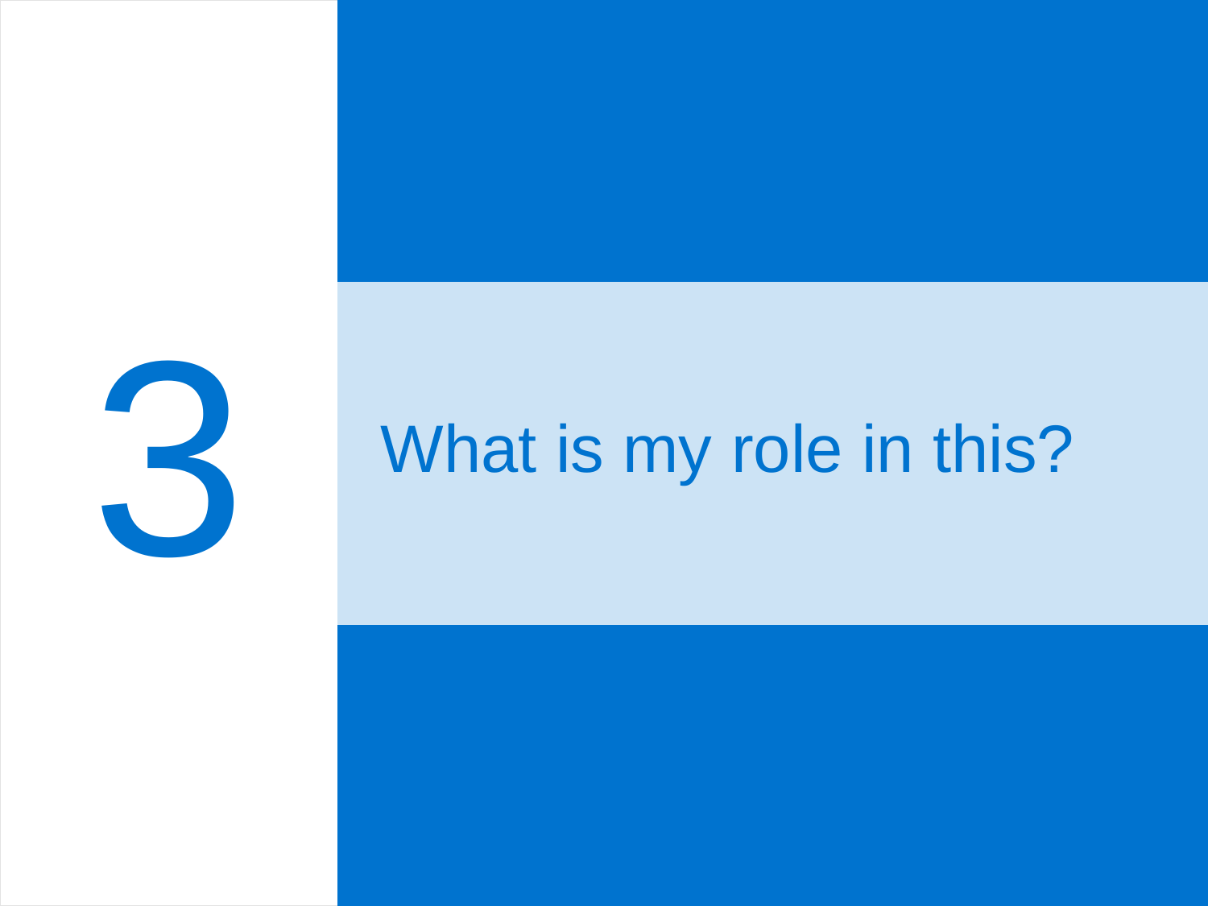# 3

## What is my role in this?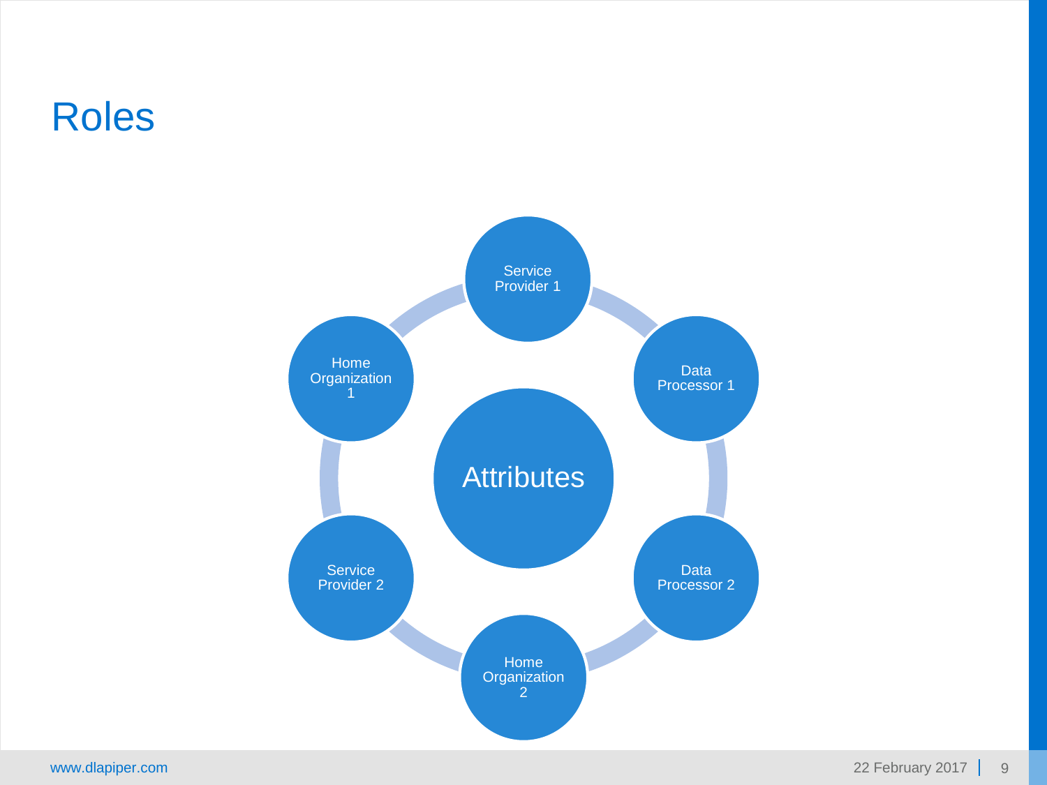# Roles

Attributes

Service Provider 1

Data Processor 1

Data Processor 2

Home Organization 2

Service Provider 2

Home Organization 1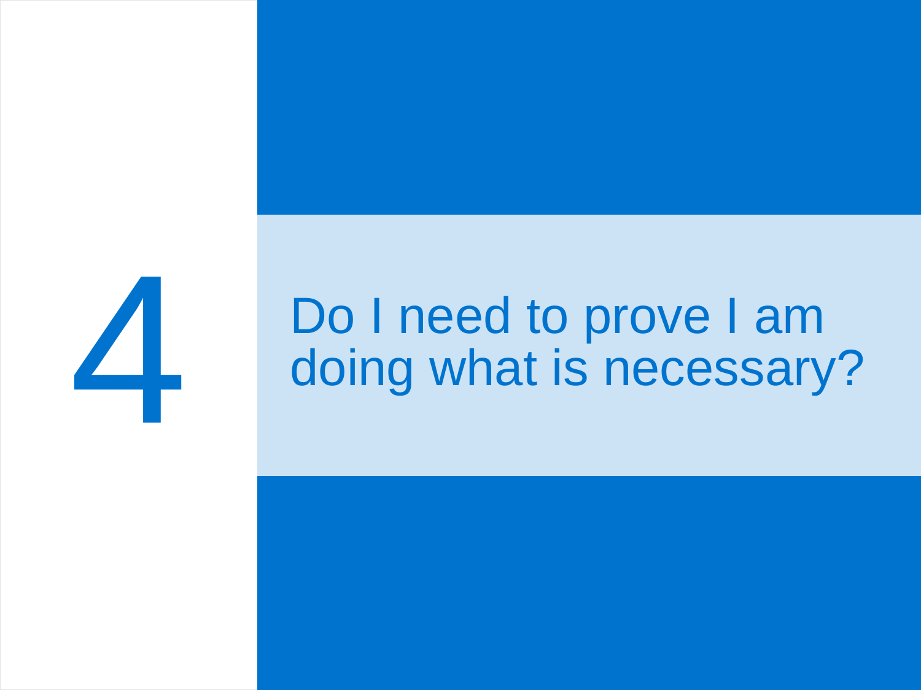# 4

## Do I need to prove I am doing what is necessary?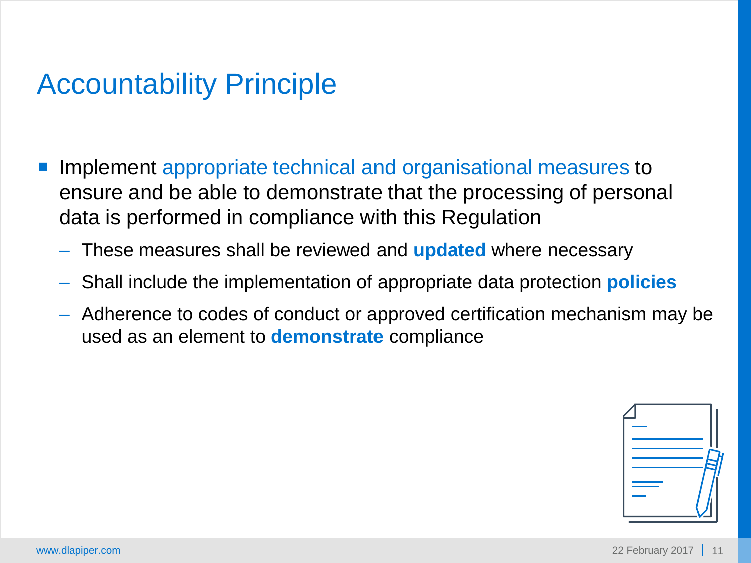# Accountability Principle

- Implement appropriate technical and organisational measures to ensure and be able to demonstrate that the processing of personal data is performed in compliance with this Regulation
  - These measures shall be reviewed and **updated** where necessary
  - Shall include the implementation of appropriate data protection **policies**
  - Adherence to codes of conduct or approved certification mechanism may be used as an element to **demonstrate** compliance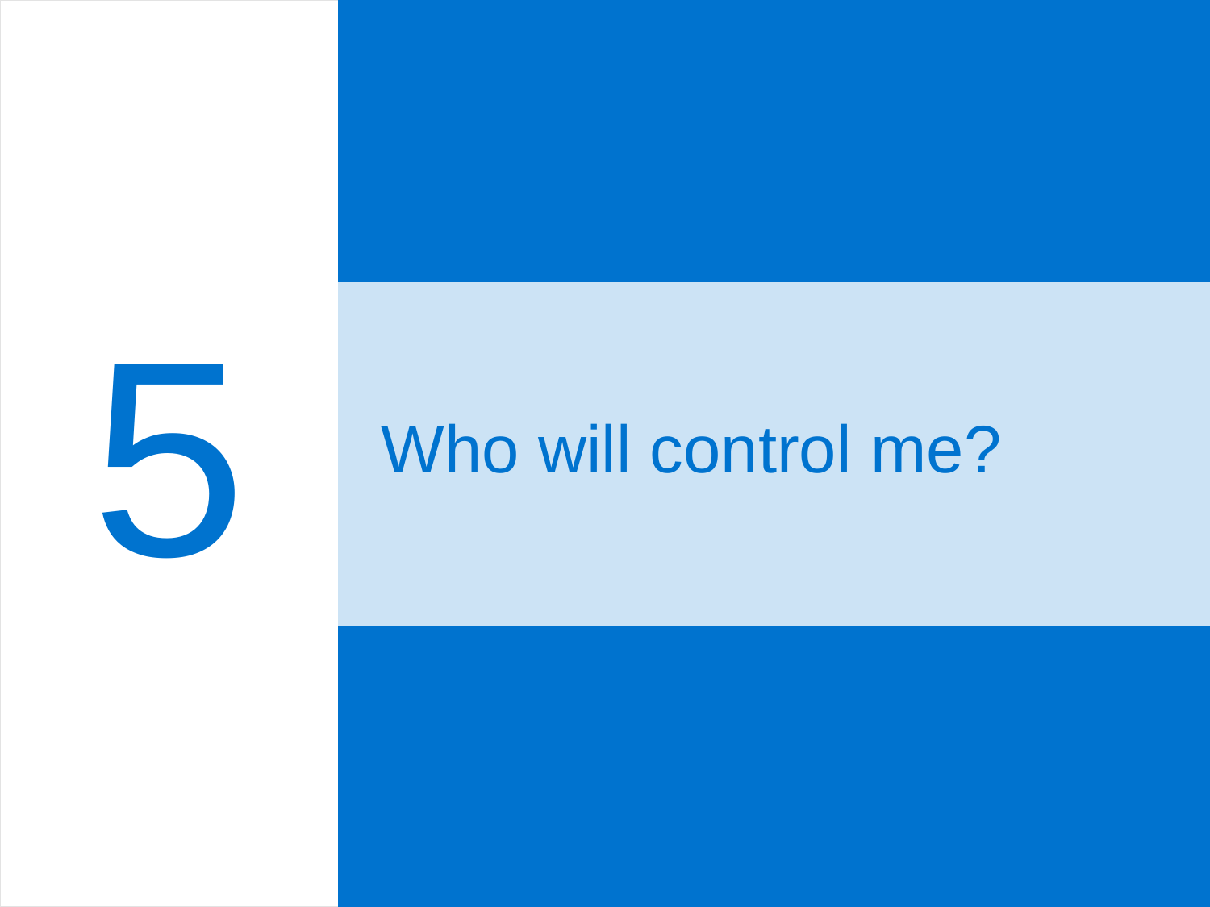# 5 Who will control me?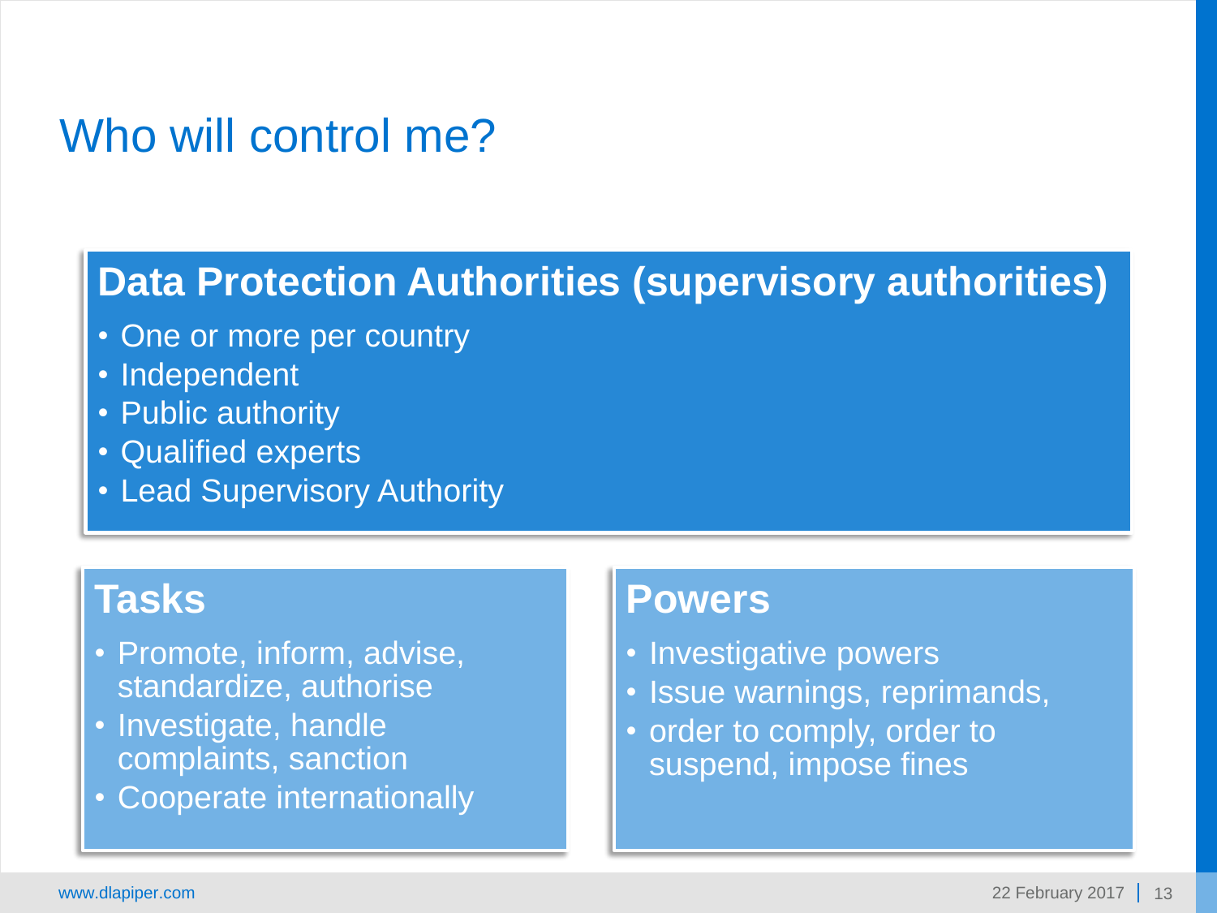# Who will control me?

## Data Protection Authorities (supervisory authorities)

- One or more per country
- Independent
- Public authority
- Qualified experts
- Lead Supervisory Authority

## Tasks

- Promote, inform, advise, standardize, authorise
- Investigate, handle complaints, sanction
- Cooperate internationally

## Powers

- Investigative powers
- Issue warnings, reprimands,
- order to comply, order to suspend, impose fines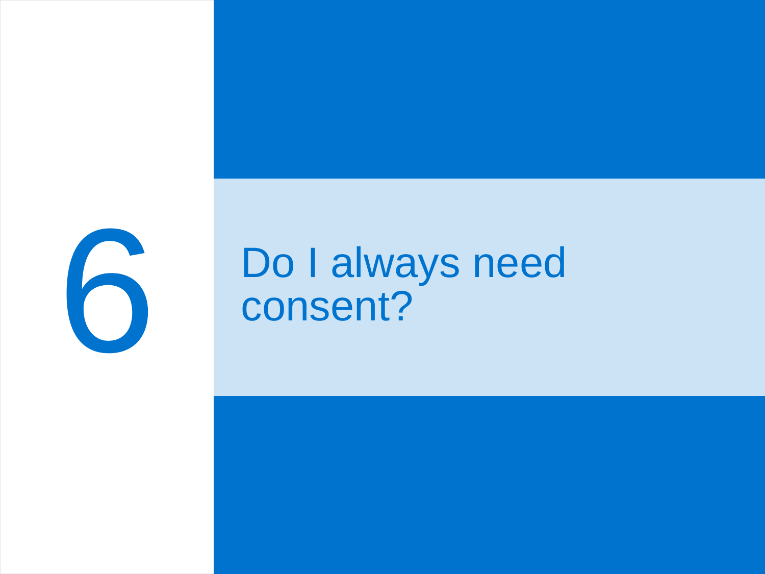# 6

## Do I always need consent?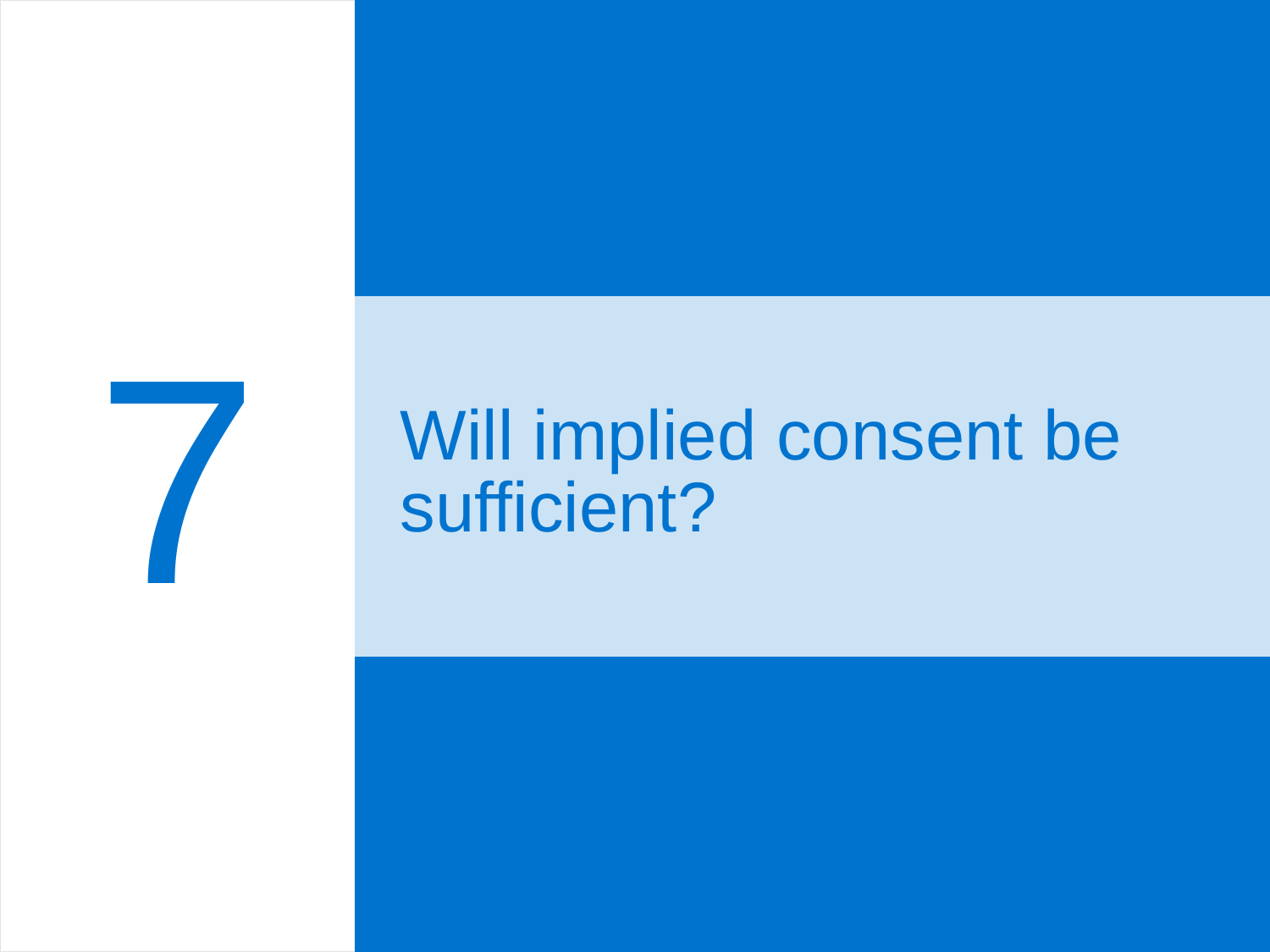# 7

## Will implied consent be sufficient?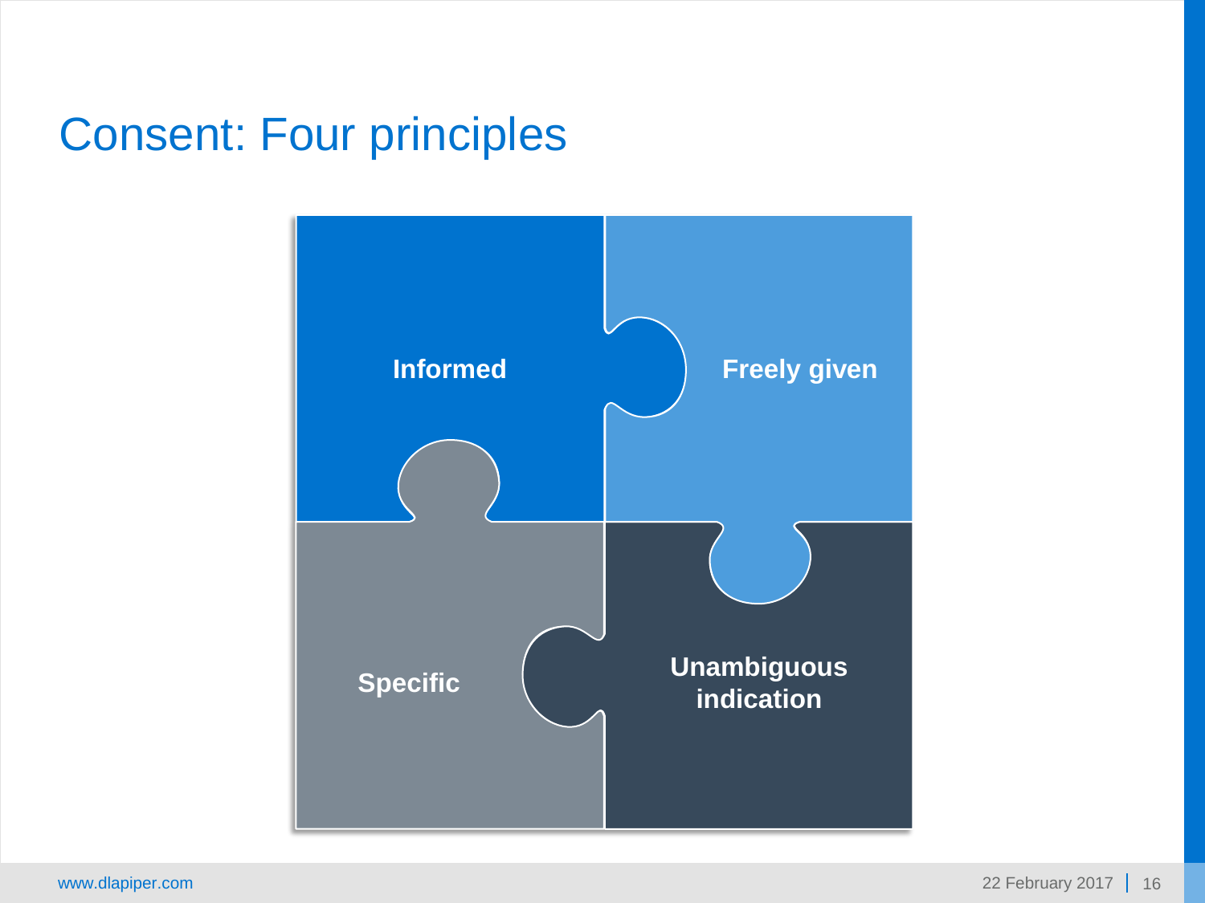# Consent: Four principles

- Informed
- Freely given
- Specific
- Unambiguous indication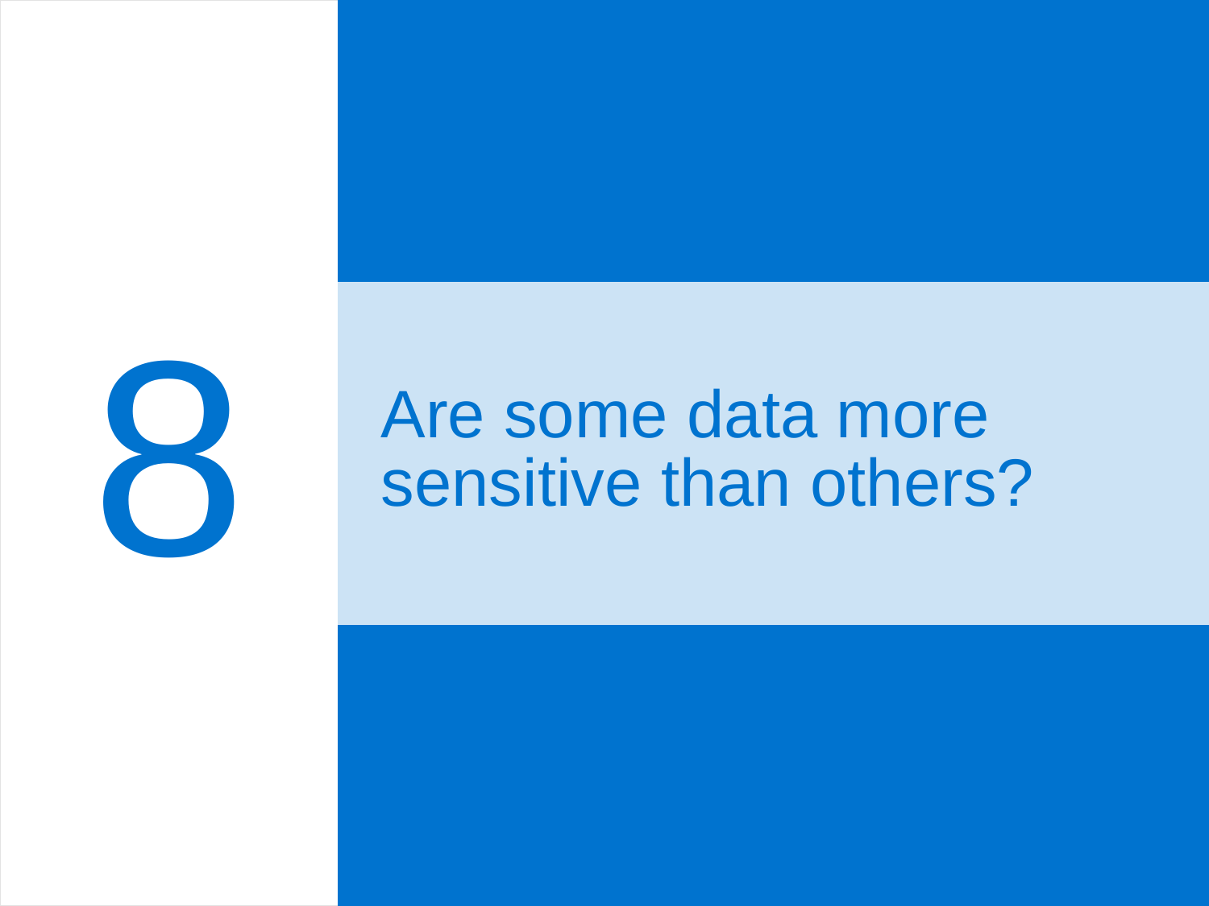# 8

## Are some data more sensitive than others?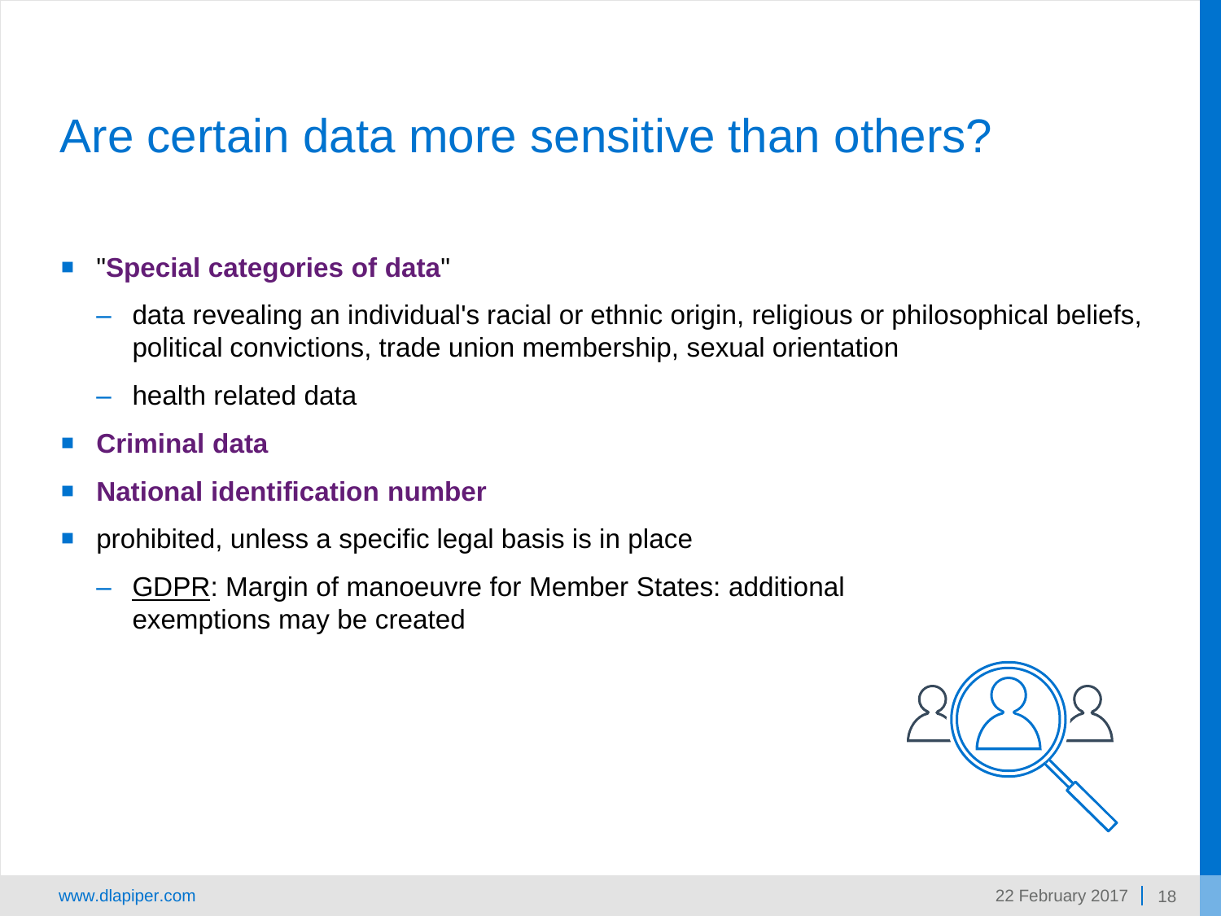# Are certain data more sensitive than others?

- "**Special categories of data**"
  - data revealing an individual's racial or ethnic origin, religious or philosophical beliefs, political convictions, trade union membership, sexual orientation
  - health related data
- **Criminal data**
- **National identification number**
- prohibited, unless a specific legal basis is in place
  - GDPR: Margin of manoeuvre for Member States: additional exemptions may be created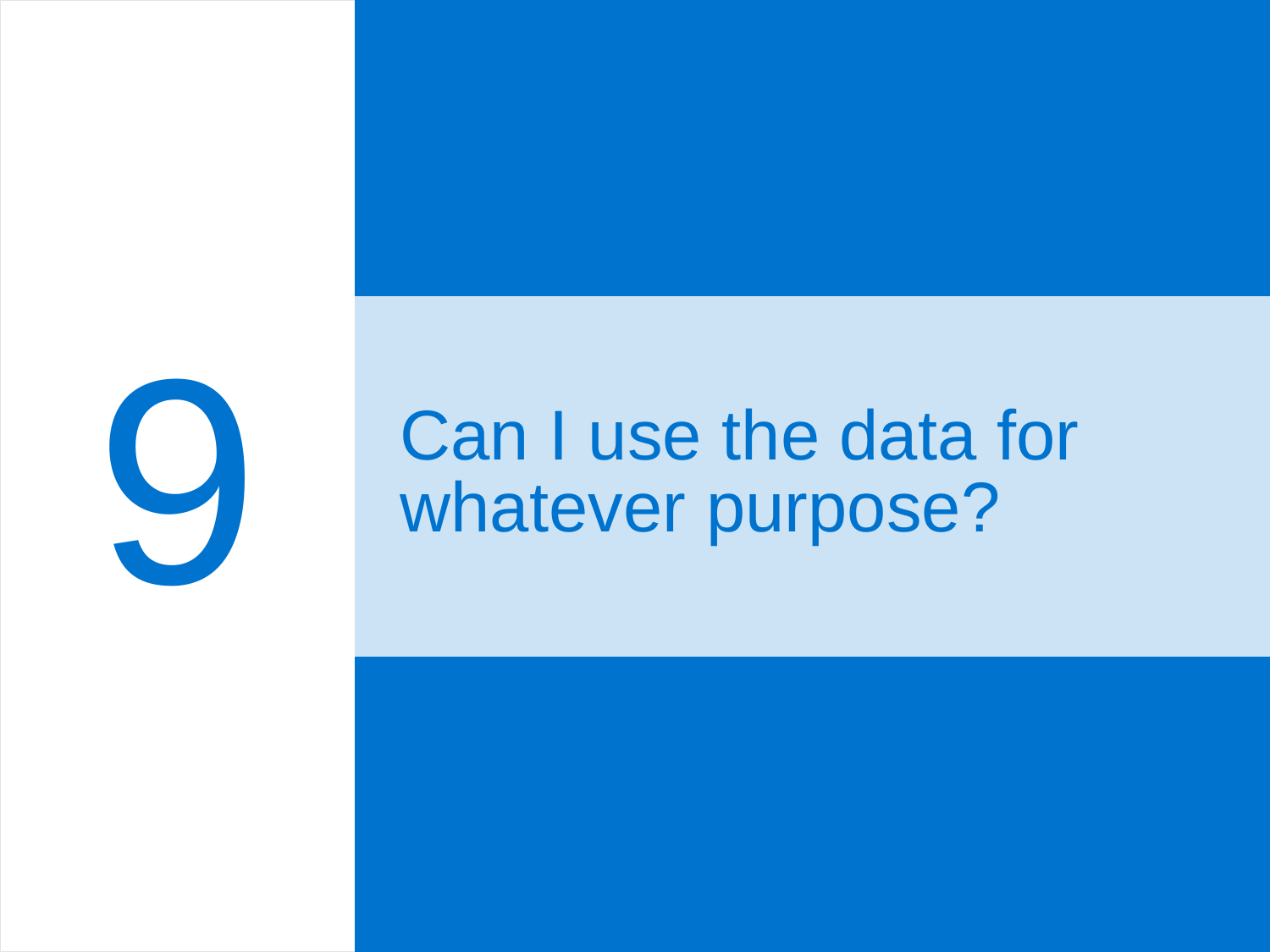# 9

## Can I use the data for whatever purpose?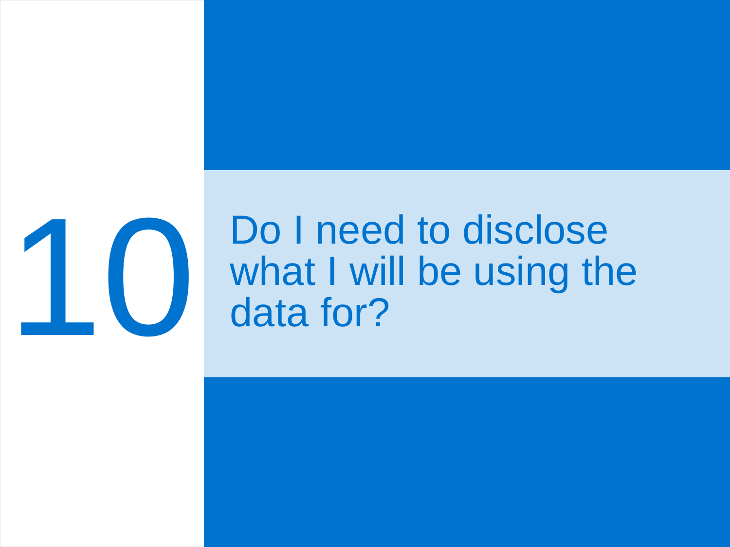# 10

## Do I need to disclose what I will be using the data for?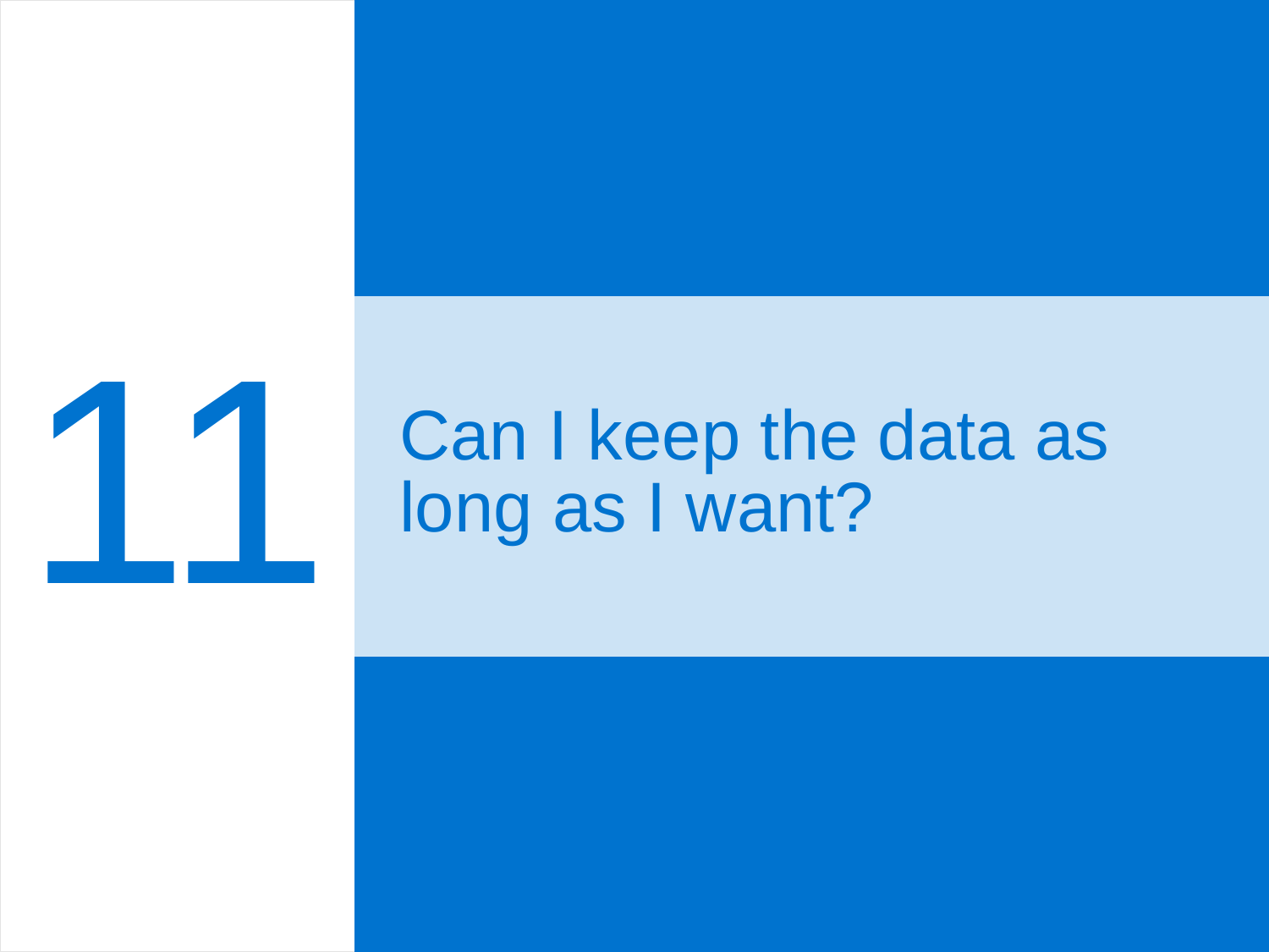# 11

## Can I keep the data as long as I want?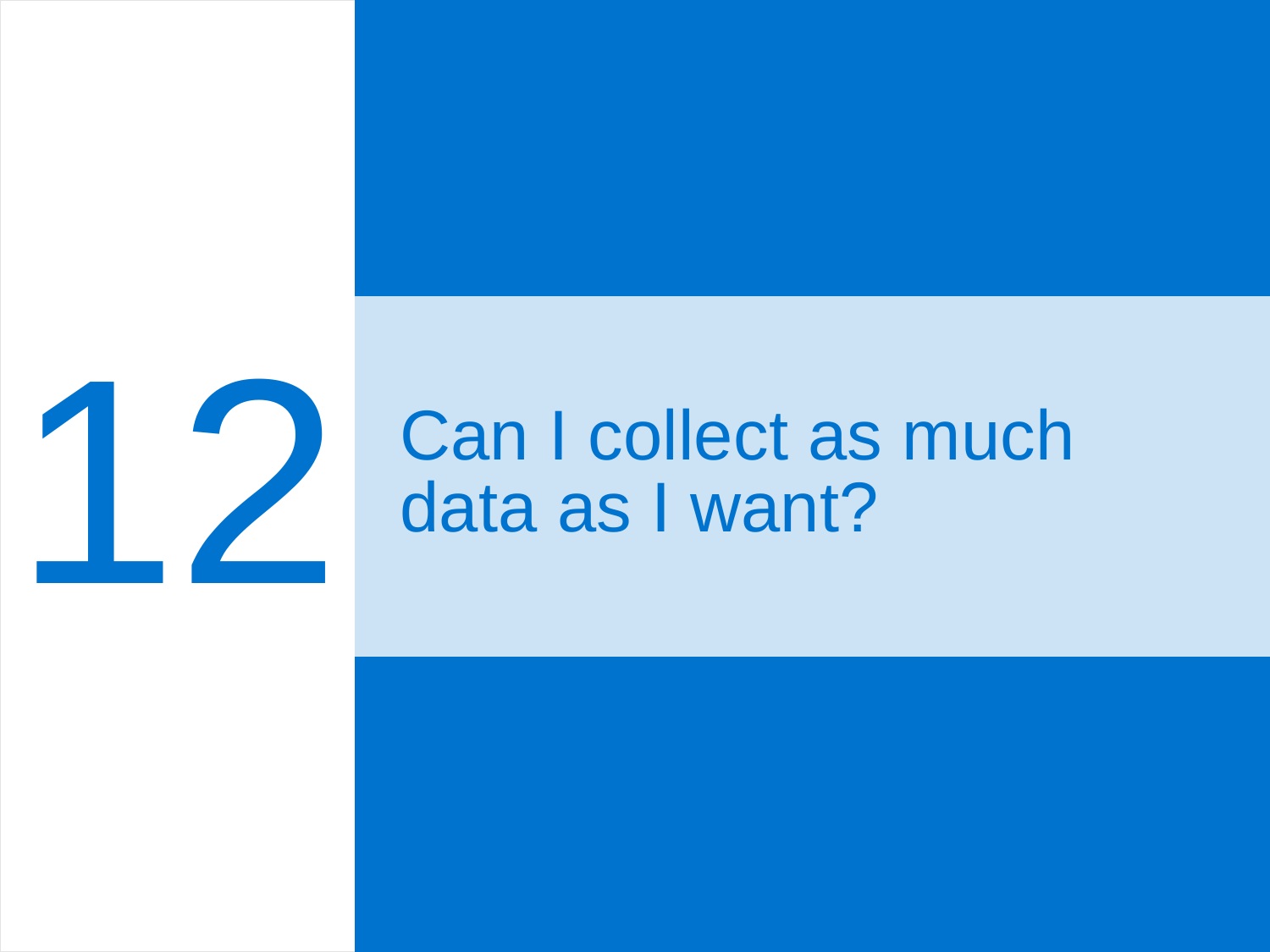# 12 Can I collect as much data as I want?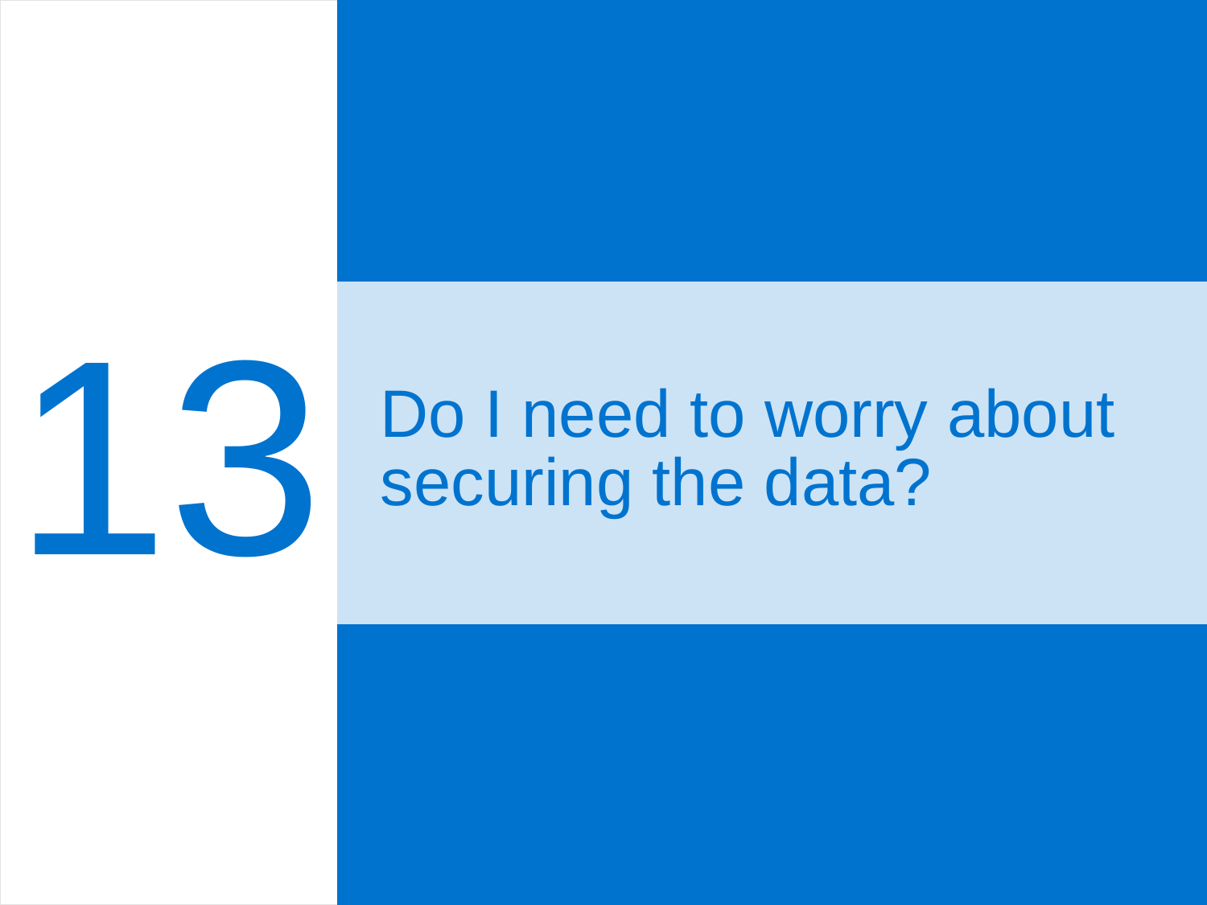# 13

## Do I need to worry about securing the data?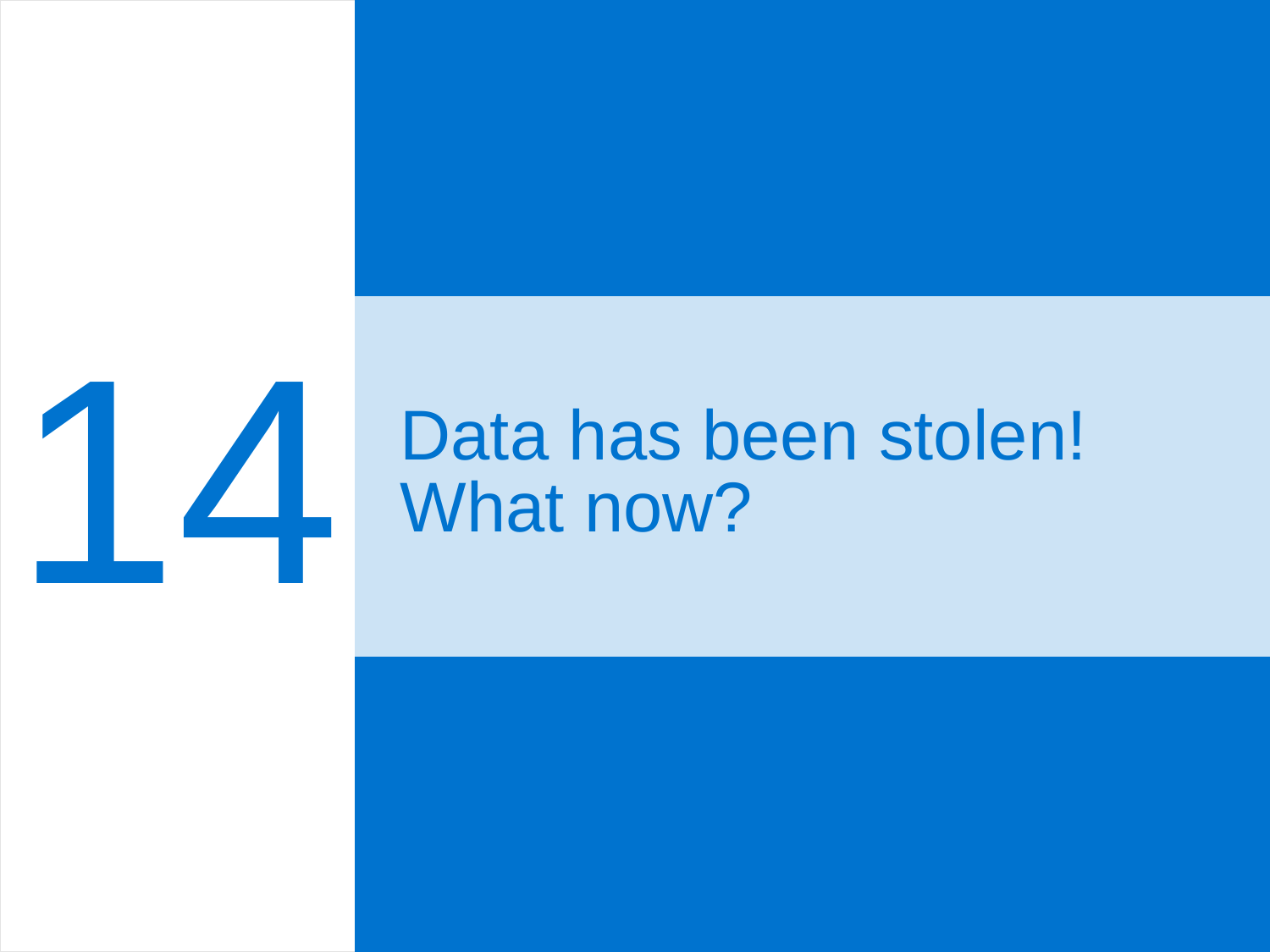# 14

# Data has been stolen! What now?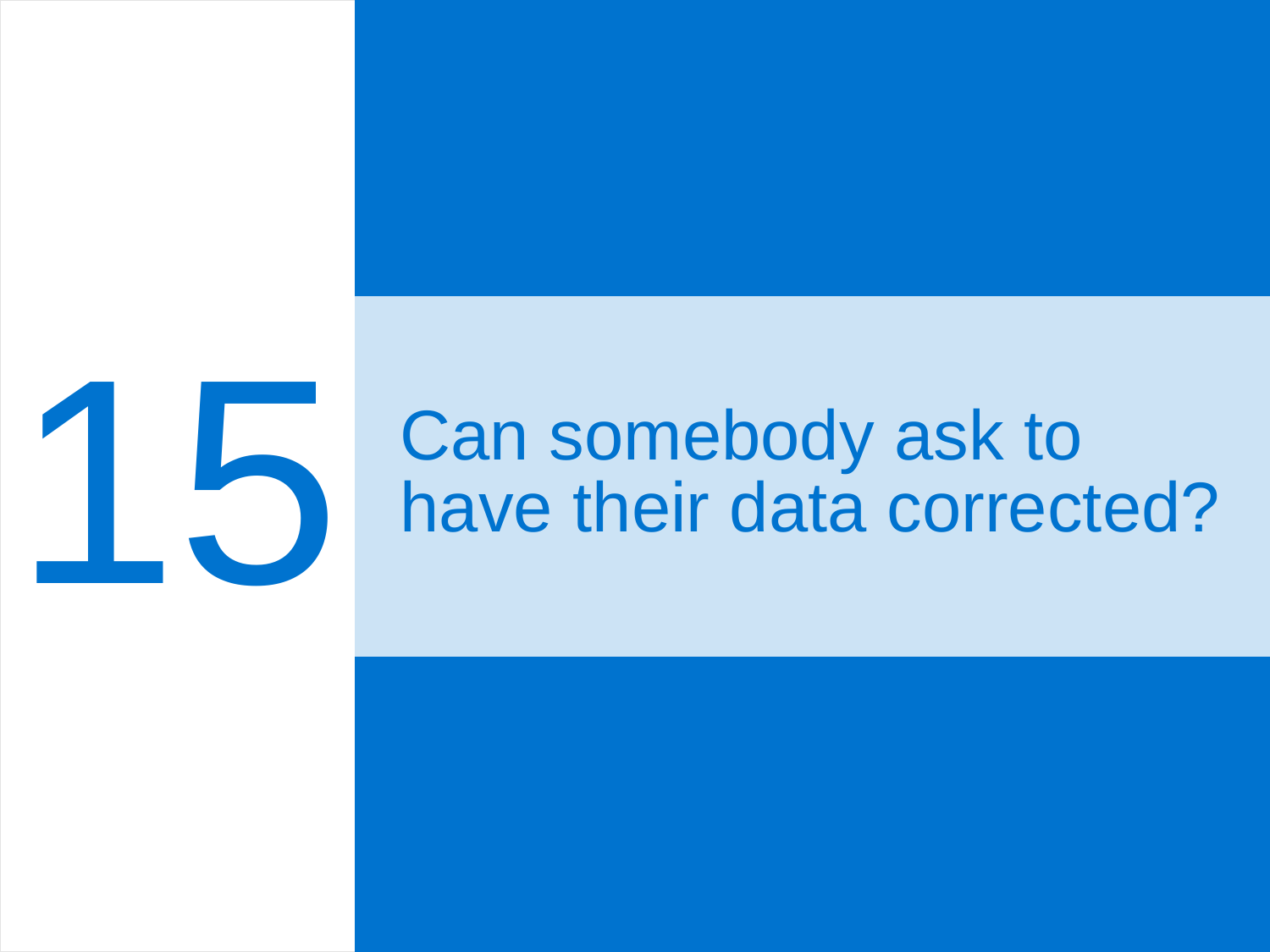# 15

## Can somebody ask to have their data corrected?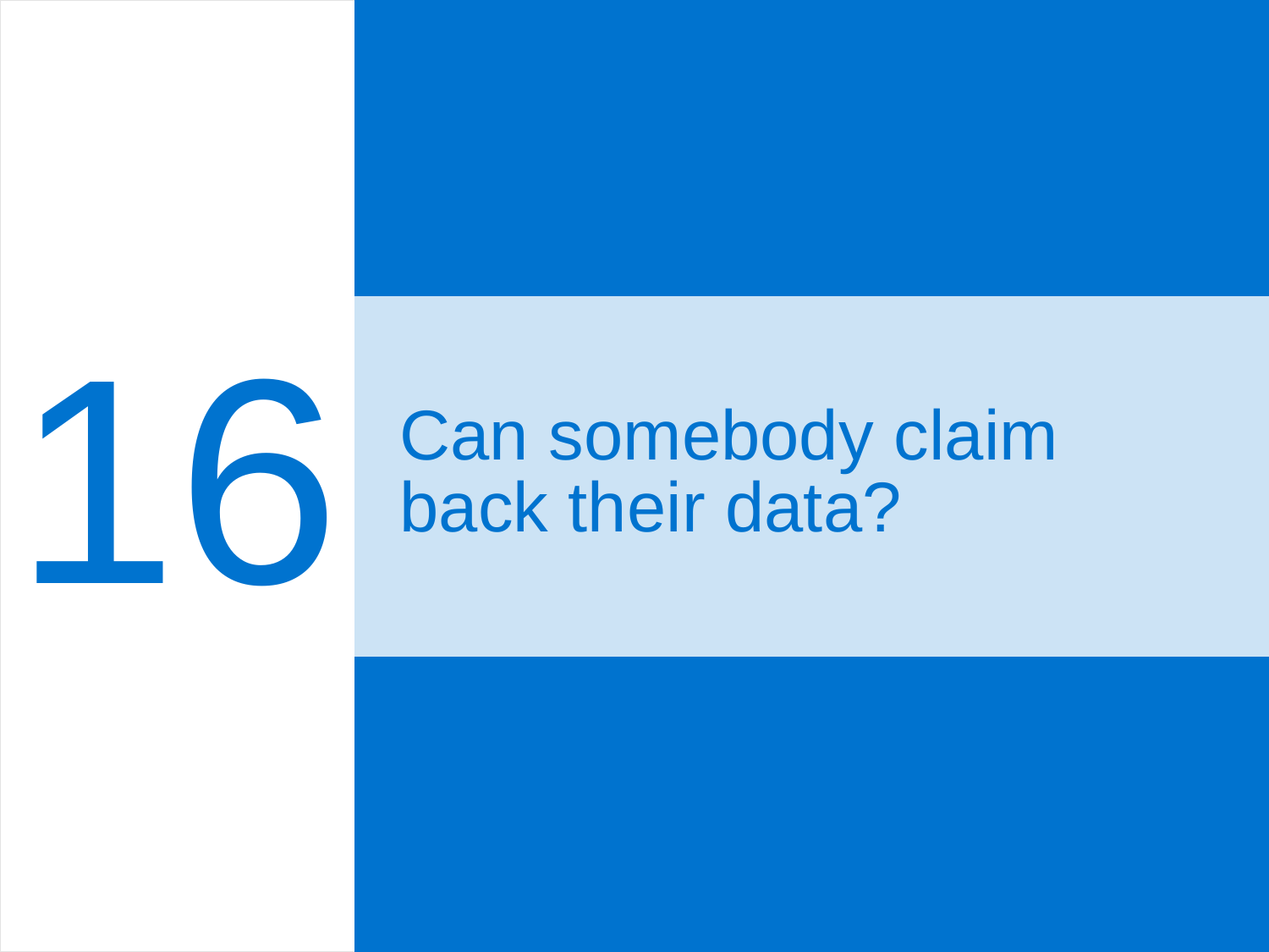# 16

## Can somebody claim back their data?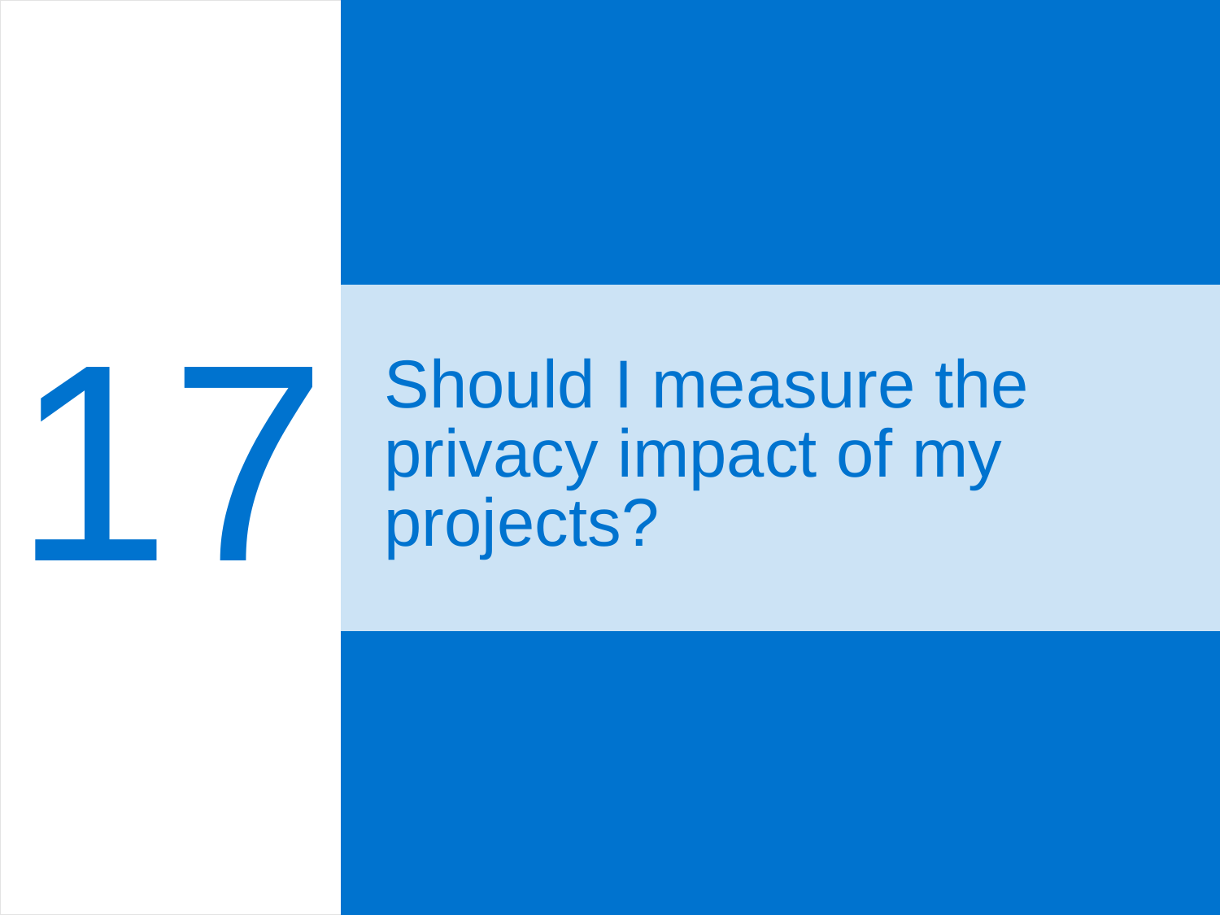# 17

## Should I measure the privacy impact of my projects?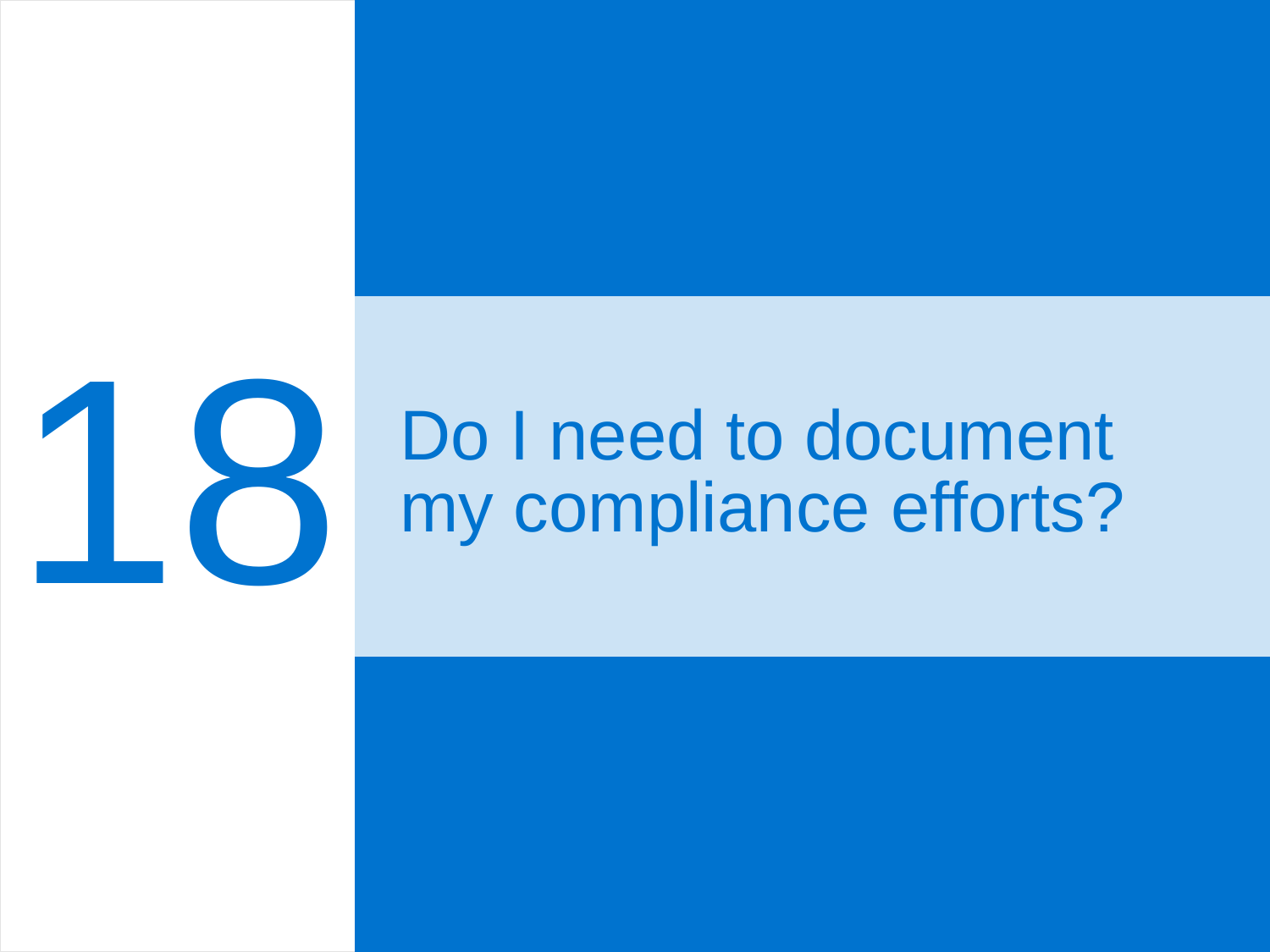# 18

## Do I need to document my compliance efforts?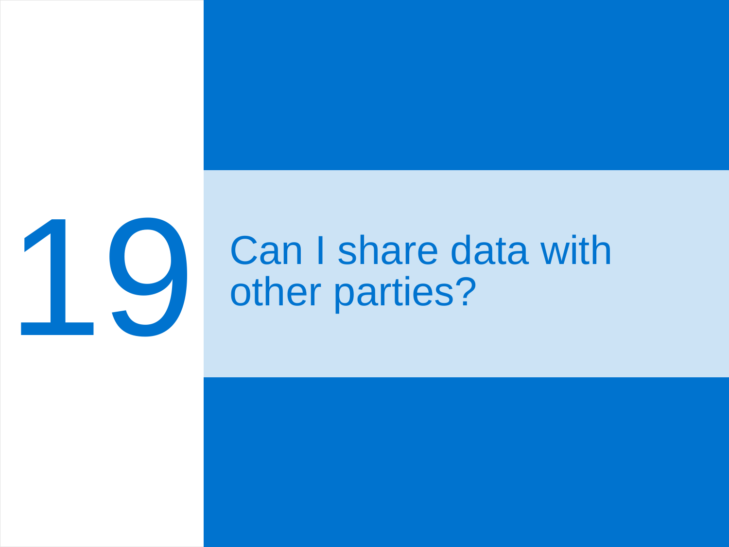# 19

## Can I share data with other parties?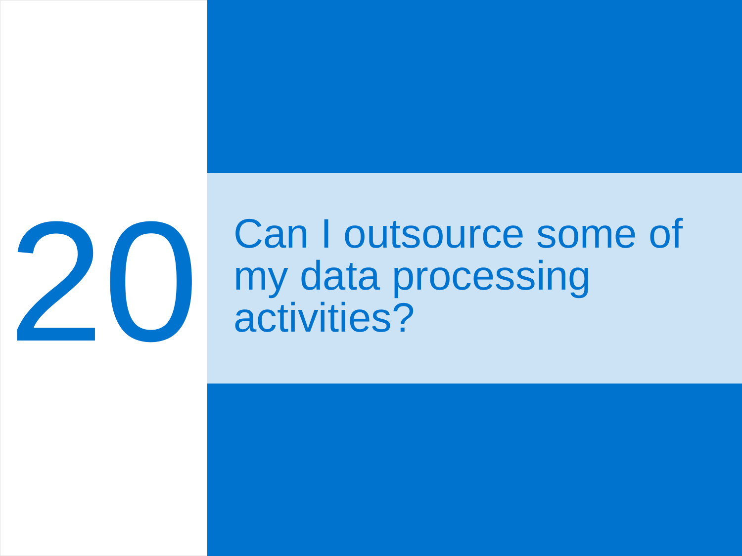# 20

## Can I outsource some of my data processing activities?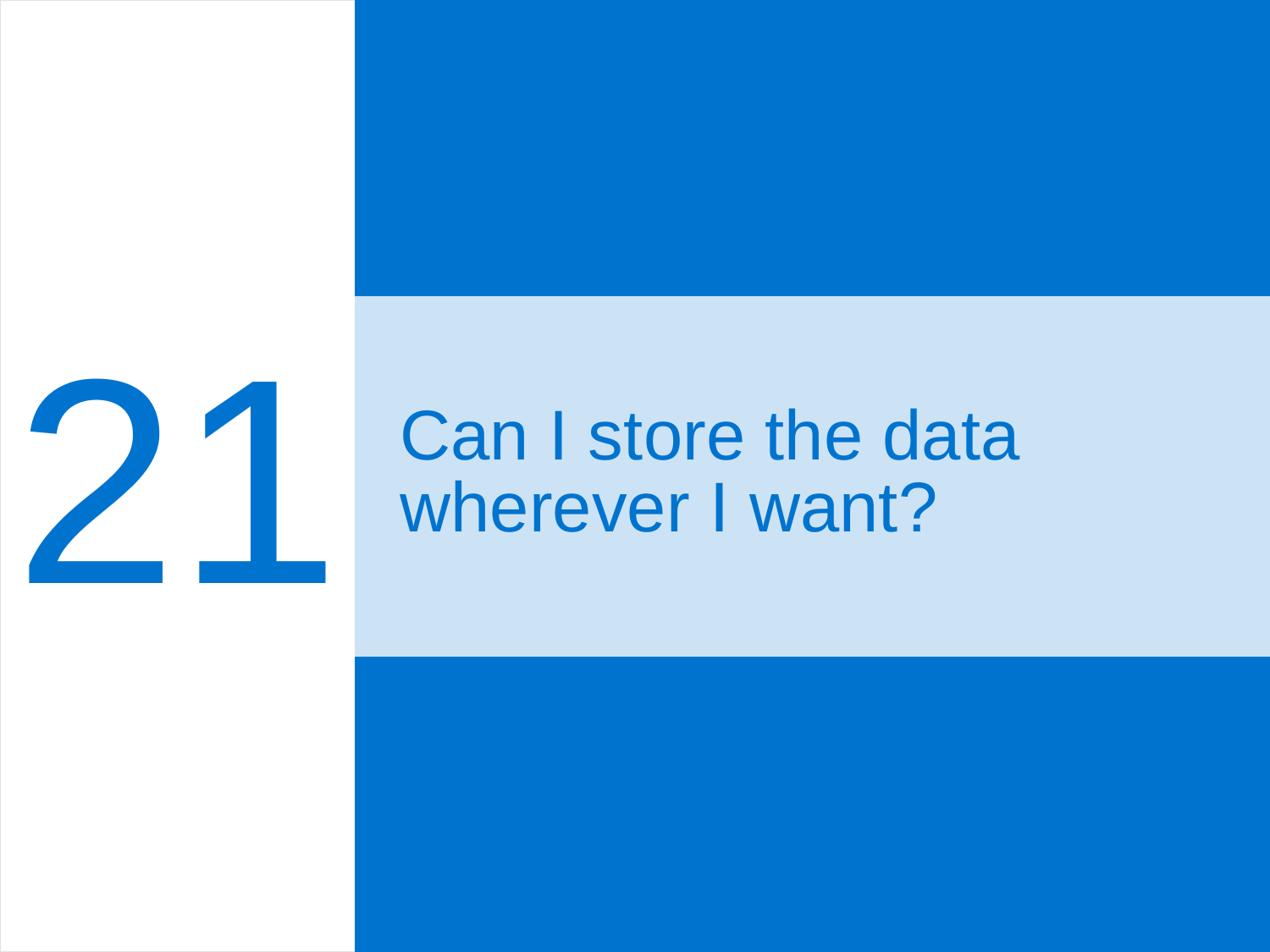# 21

## Can I store the data wherever I want?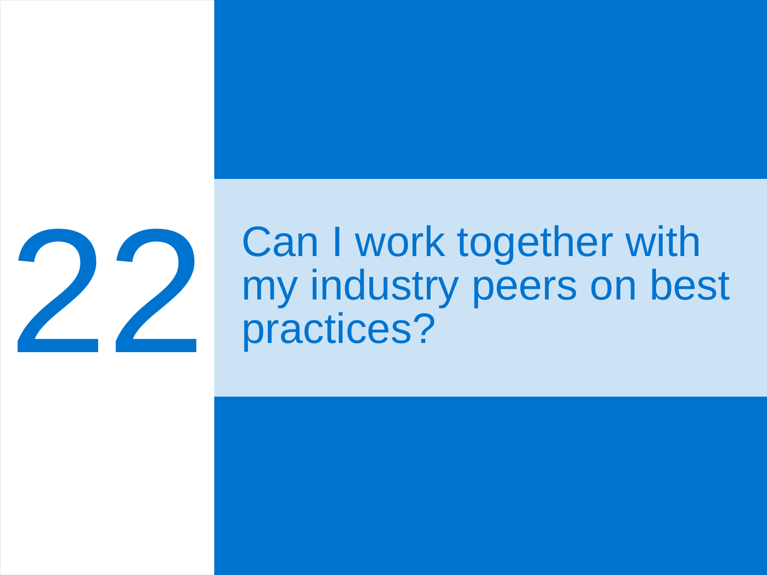# 22

## Can I work together with my industry peers on best practices?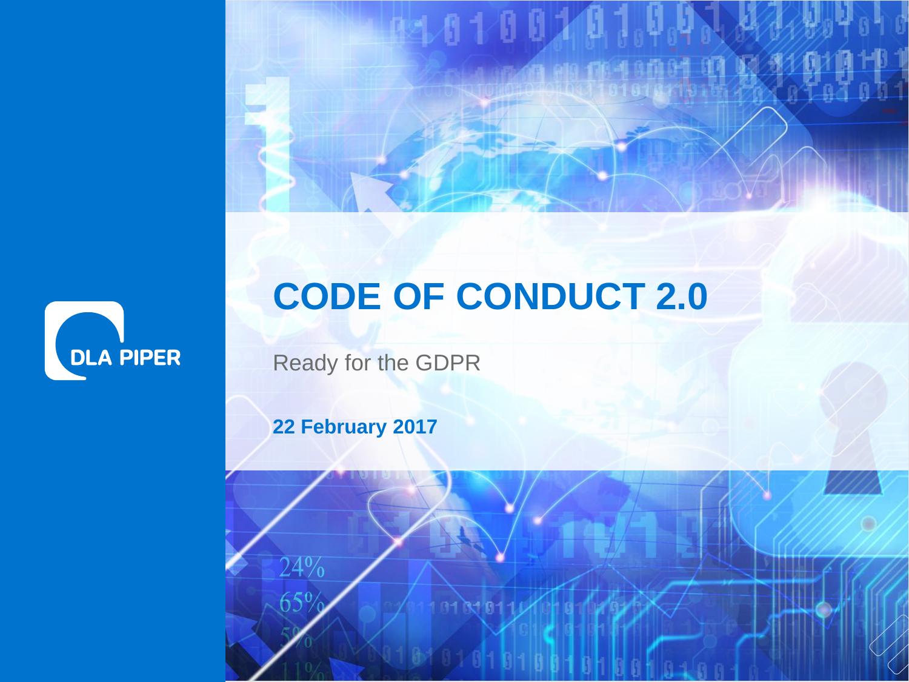DLA PIPER

# CODE OF CONDUCT 2.0

Ready for the GDPR

**22 February 2017**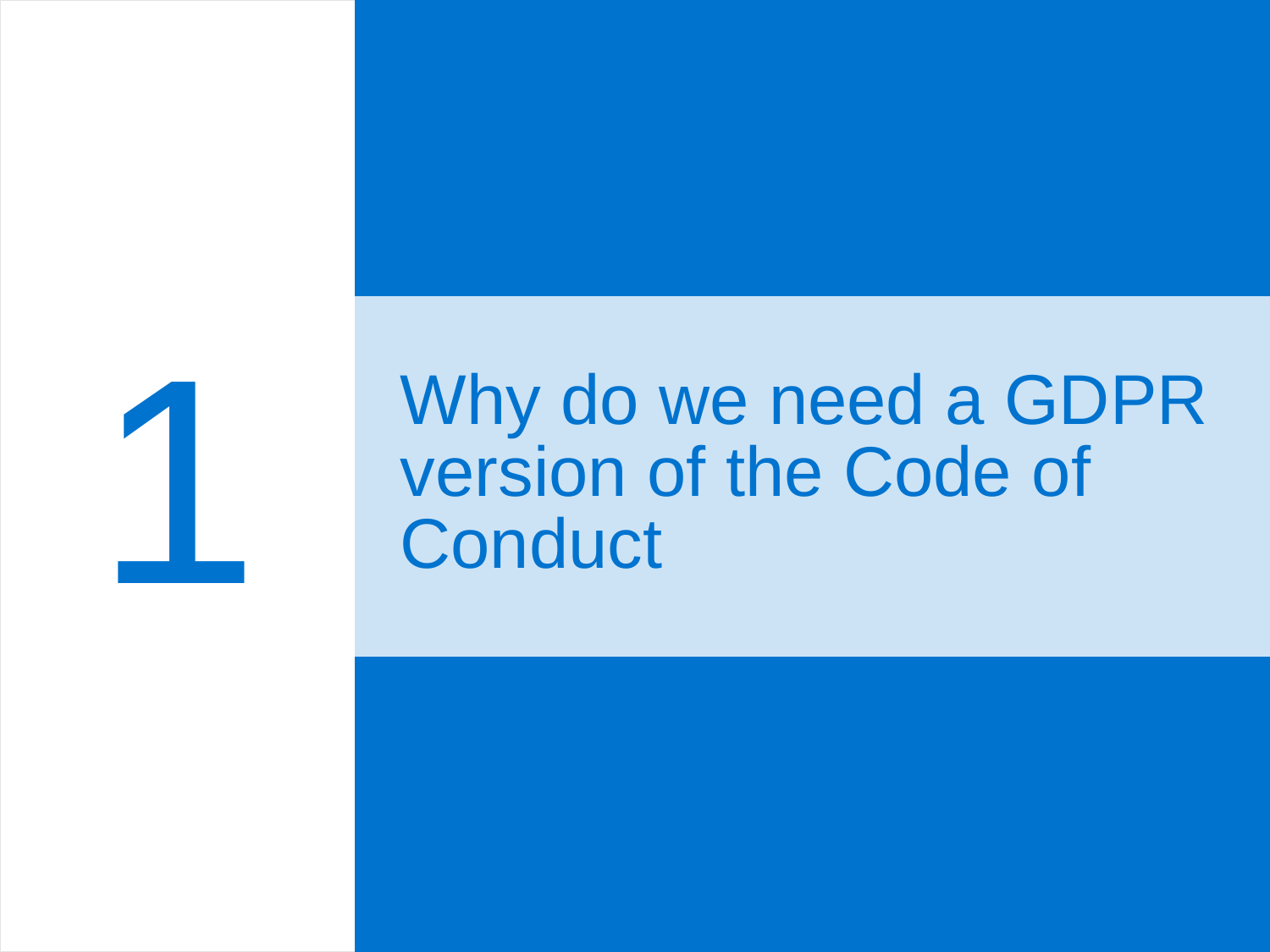# 1 Why do we need a GDPR version of the Code of Conduct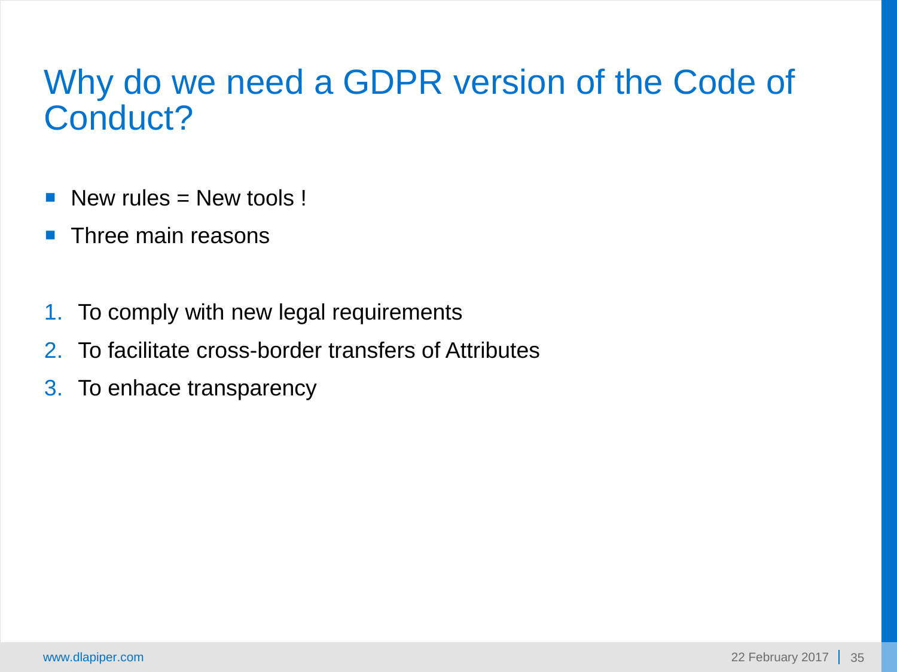# Why do we need a GDPR version of the Code of Conduct?

- New rules = New tools !
- Three main reasons

1. To comply with new legal requirements
2. To facilitate cross-border transfers of Attributes
3. To enhace transparency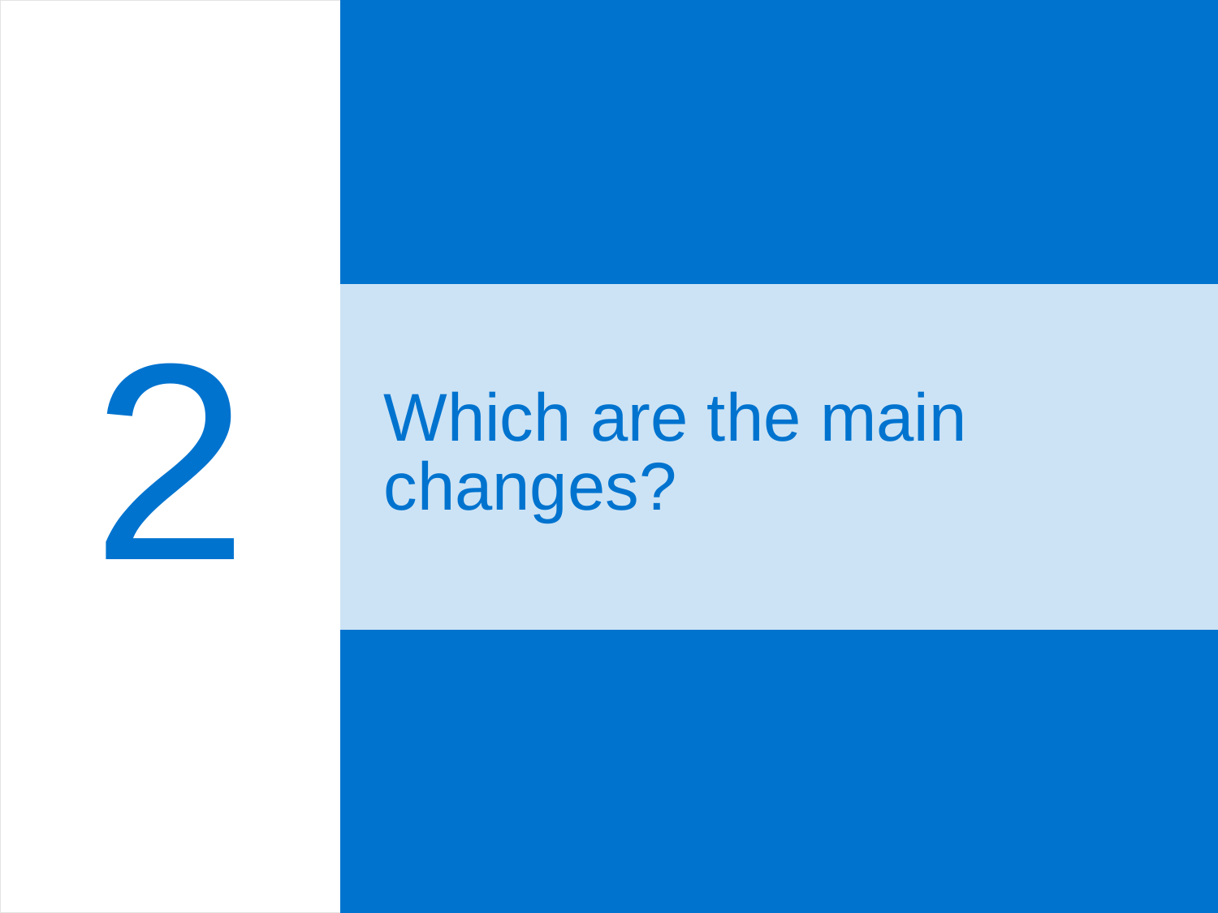# 2

# Which are the main changes?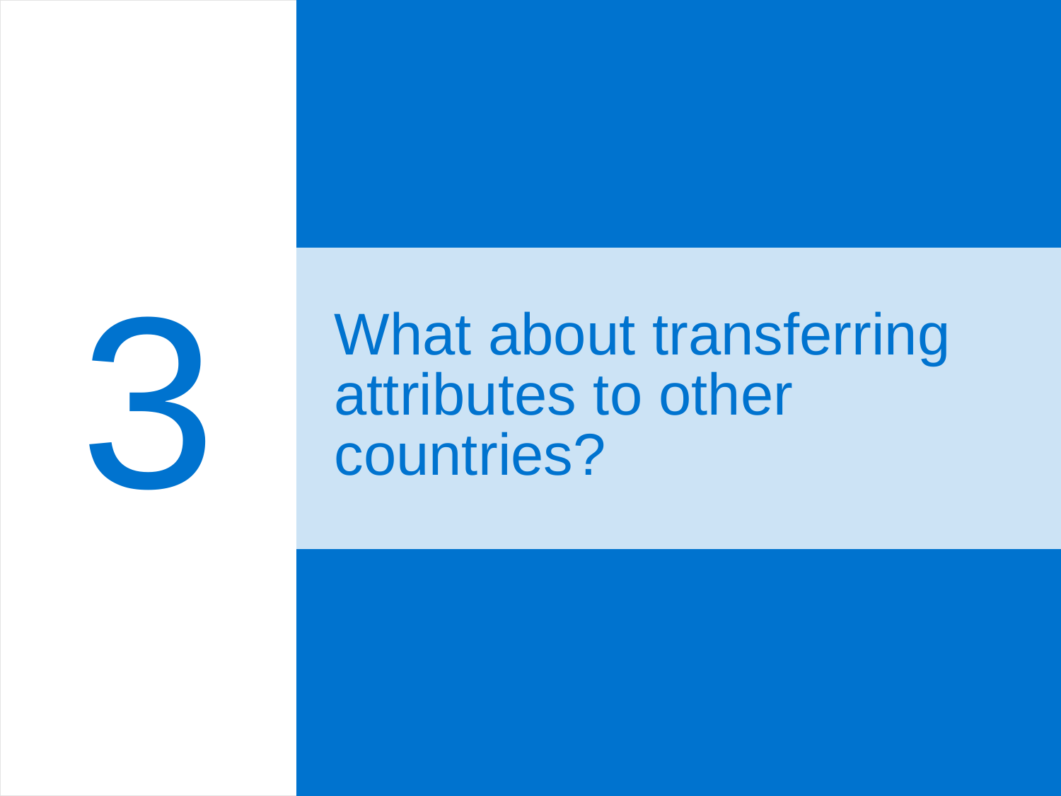# 3

# What about transferring attributes to other countries?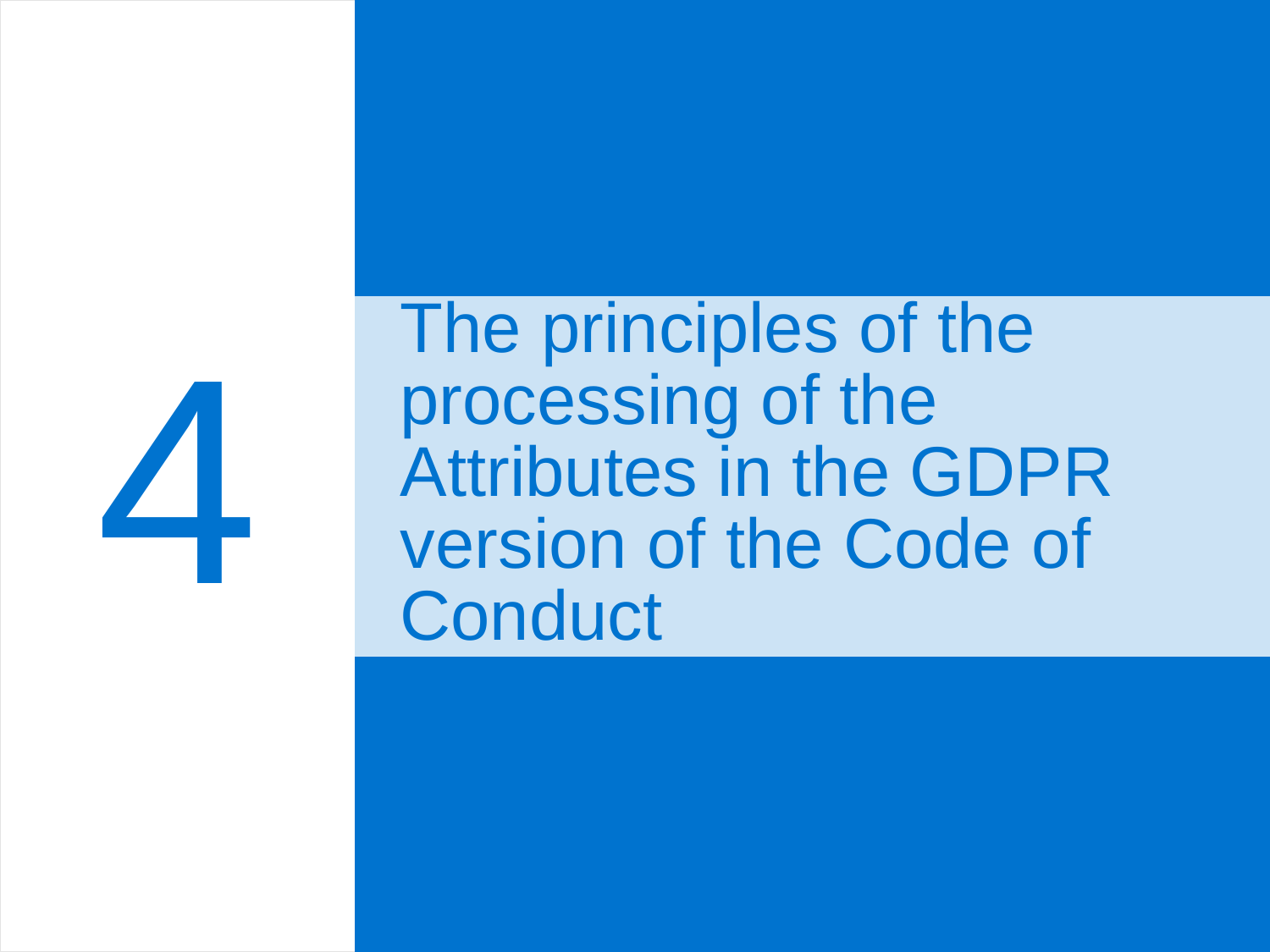# 4 The principles of the processing of the Attributes in the GDPR version of the Code of Conduct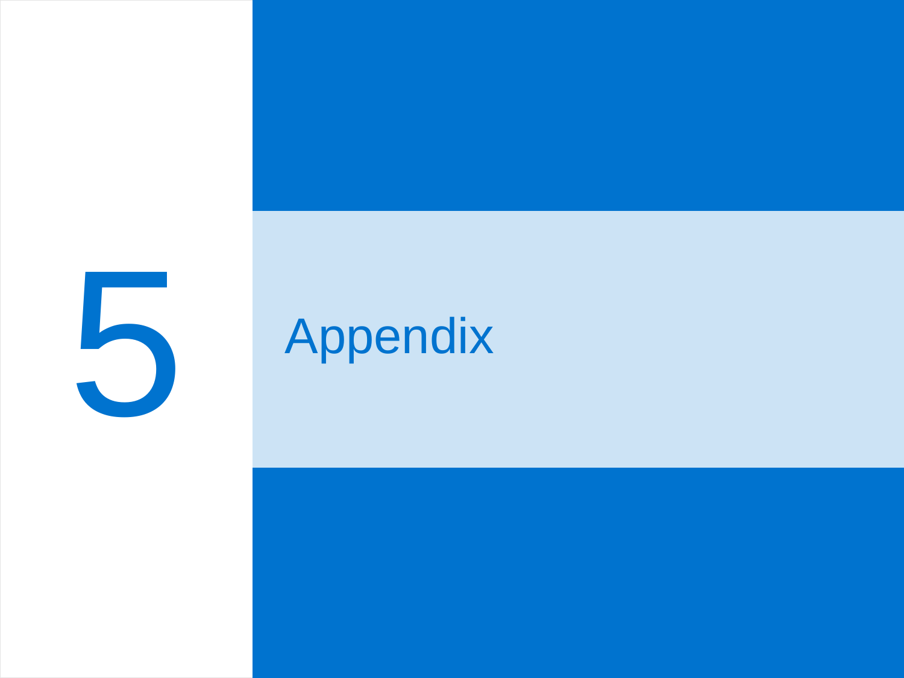# 5 Appendix